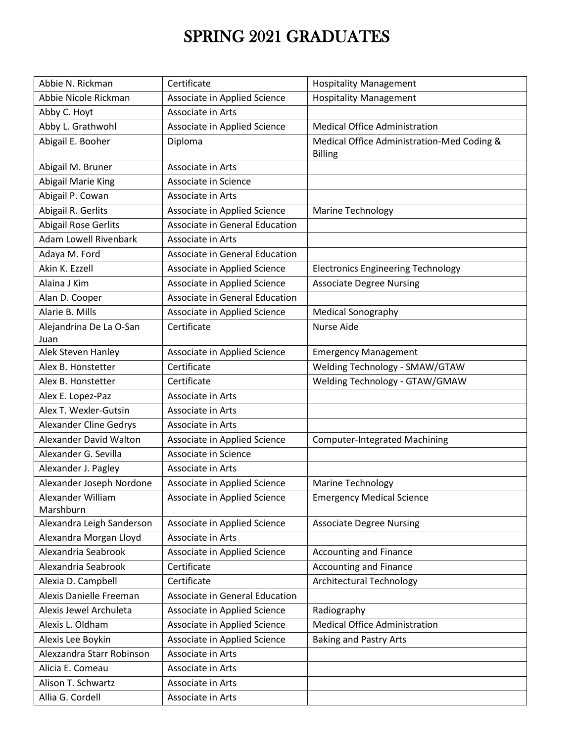# SPRING 2021 GRADUATES

| | | |
|---|---|---|
| Abbie N. Rickman | Certificate | Hospitality Management |
| Abbie Nicole Rickman | Associate in Applied Science | Hospitality Management |
| Abby C. Hoyt | Associate in Arts | |
| Abby L. Grathwohl | Associate in Applied Science | Medical Office Administration |
| Abigail E. Booher | Diploma | Medical Office Administration-Med Coding & Billing |
| Abigail M. Bruner | Associate in Arts | |
| Abigail Marie King | Associate in Science | |
| Abigail P. Cowan | Associate in Arts | |
| Abigail R. Gerlits | Associate in Applied Science | Marine Technology |
| Abigail Rose Gerlits | Associate in General Education | |
| Adam Lowell Rivenbark | Associate in Arts | |
| Adaya M. Ford | Associate in General Education | |
| Akin K. Ezzell | Associate in Applied Science | Electronics Engineering Technology |
| Alaina J Kim | Associate in Applied Science | Associate Degree Nursing |
| Alan D. Cooper | Associate in General Education | |
| Alarie B. Mills | Associate in Applied Science | Medical Sonography |
| Alejandrina De La O-San Juan | Certificate | Nurse Aide |
| Alek Steven Hanley | Associate in Applied Science | Emergency Management |
| Alex B. Honstetter | Certificate | Welding Technology - SMAW/GTAW |
| Alex B. Honstetter | Certificate | Welding Technology - GTAW/GMAW |
| Alex E. Lopez-Paz | Associate in Arts | |
| Alex T. Wexler-Gutsin | Associate in Arts | |
| Alexander Cline Gedrys | Associate in Arts | |
| Alexander David Walton | Associate in Applied Science | Computer-Integrated Machining |
| Alexander G. Sevilla | Associate in Science | |
| Alexander J. Pagley | Associate in Arts | |
| Alexander Joseph Nordone | Associate in Applied Science | Marine Technology |
| Alexander William Marshburn | Associate in Applied Science | Emergency Medical Science |
| Alexandra Leigh Sanderson | Associate in Applied Science | Associate Degree Nursing |
| Alexandra Morgan Lloyd | Associate in Arts | |
| Alexandria Seabrook | Associate in Applied Science | Accounting and Finance |
| Alexandria Seabrook | Certificate | Accounting and Finance |
| Alexia D. Campbell | Certificate | Architectural Technology |
| Alexis Danielle Freeman | Associate in General Education | |
| Alexis Jewel Archuleta | Associate in Applied Science | Radiography |
| Alexis L. Oldham | Associate in Applied Science | Medical Office Administration |
| Alexis Lee Boykin | Associate in Applied Science | Baking and Pastry Arts |
| Alexzandra Starr Robinson | Associate in Arts | |
| Alicia E. Comeau | Associate in Arts | |
| Alison T. Schwartz | Associate in Arts | |
| Allia G. Cordell | Associate in Arts | |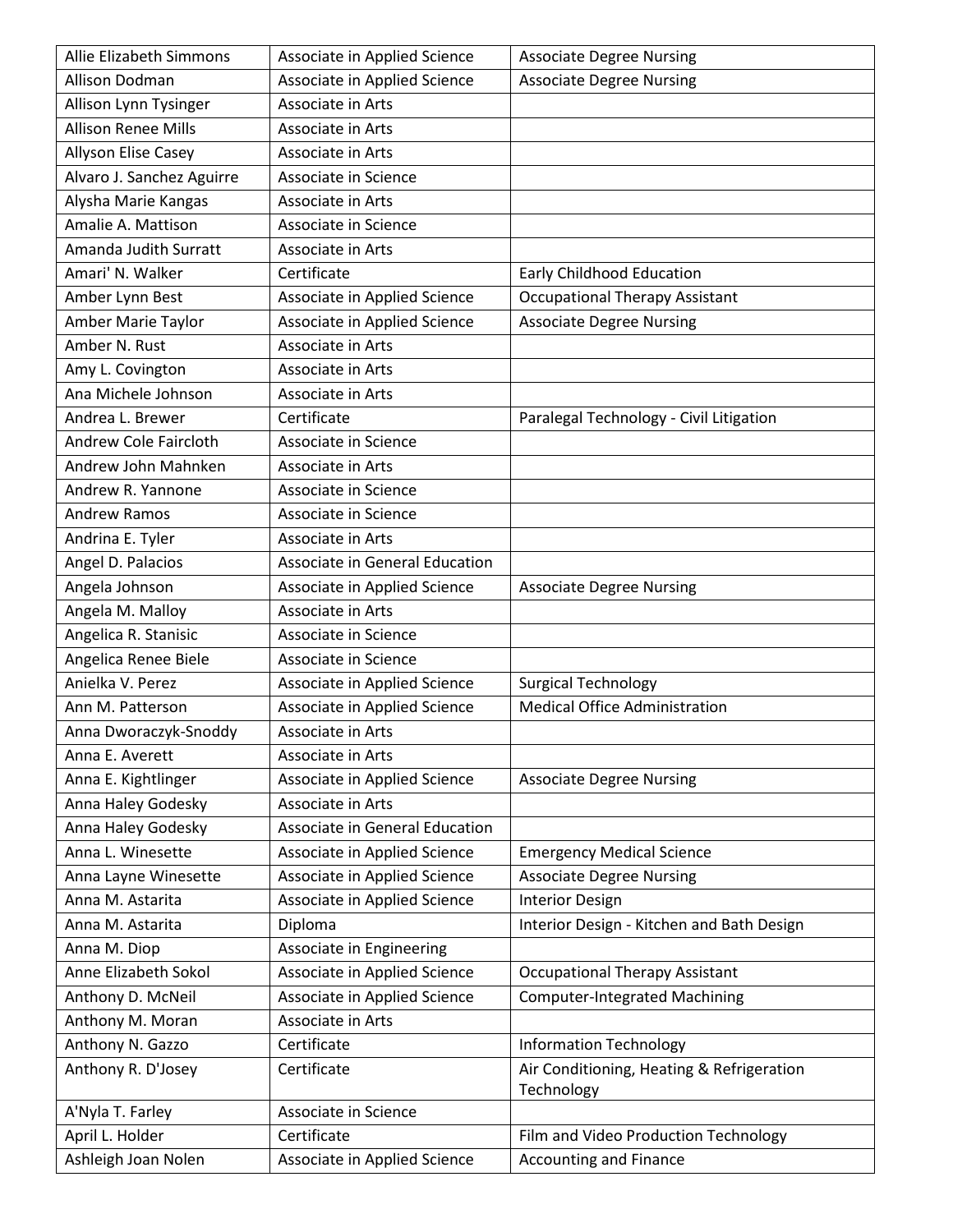| Allie Elizabeth Simmons | Associate in Applied Science | Associate Degree Nursing |
|---|---|---|
| Allison Dodman | Associate in Applied Science | Associate Degree Nursing |
| Allison Lynn Tysinger | Associate in Arts | |
| Allison Renee Mills | Associate in Arts | |
| Allyson Elise Casey | Associate in Arts | |
| Alvaro J. Sanchez Aguirre | Associate in Science | |
| Alysha Marie Kangas | Associate in Arts | |
| Amalie A. Mattison | Associate in Science | |
| Amanda Judith Surratt | Associate in Arts | |
| Amari' N. Walker | Certificate | Early Childhood Education |
| Amber Lynn Best | Associate in Applied Science | Occupational Therapy Assistant |
| Amber Marie Taylor | Associate in Applied Science | Associate Degree Nursing |
| Amber N. Rust | Associate in Arts | |
| Amy L. Covington | Associate in Arts | |
| Ana Michele Johnson | Associate in Arts | |
| Andrea L. Brewer | Certificate | Paralegal Technology - Civil Litigation |
| Andrew Cole Faircloth | Associate in Science | |
| Andrew John Mahnken | Associate in Arts | |
| Andrew R. Yannone | Associate in Science | |
| Andrew Ramos | Associate in Science | |
| Andrina E. Tyler | Associate in Arts | |
| Angel D. Palacios | Associate in General Education | |
| Angela Johnson | Associate in Applied Science | Associate Degree Nursing |
| Angela M. Malloy | Associate in Arts | |
| Angelica R. Stanisic | Associate in Science | |
| Angelica Renee Biele | Associate in Science | |
| Anielka V. Perez | Associate in Applied Science | Surgical Technology |
| Ann M. Patterson | Associate in Applied Science | Medical Office Administration |
| Anna Dworaczyk-Snoddy | Associate in Arts | |
| Anna E. Averett | Associate in Arts | |
| Anna E. Kightlinger | Associate in Applied Science | Associate Degree Nursing |
| Anna Haley Godesky | Associate in Arts | |
| Anna Haley Godesky | Associate in General Education | |
| Anna L. Winesette | Associate in Applied Science | Emergency Medical Science |
| Anna Layne Winesette | Associate in Applied Science | Associate Degree Nursing |
| Anna M. Astarita | Associate in Applied Science | Interior Design |
| Anna M. Astarita | Diploma | Interior Design - Kitchen and Bath Design |
| Anna M. Diop | Associate in Engineering | |
| Anne Elizabeth Sokol | Associate in Applied Science | Occupational Therapy Assistant |
| Anthony D. McNeil | Associate in Applied Science | Computer-Integrated Machining |
| Anthony M. Moran | Associate in Arts | |
| Anthony N. Gazzo | Certificate | Information Technology |
| Anthony R. D'Josey | Certificate | Air Conditioning, Heating & Refrigeration Technology |
| A'Nyla T. Farley | Associate in Science | |
| April L. Holder | Certificate | Film and Video Production Technology |
| Ashleigh Joan Nolen | Associate in Applied Science | Accounting and Finance |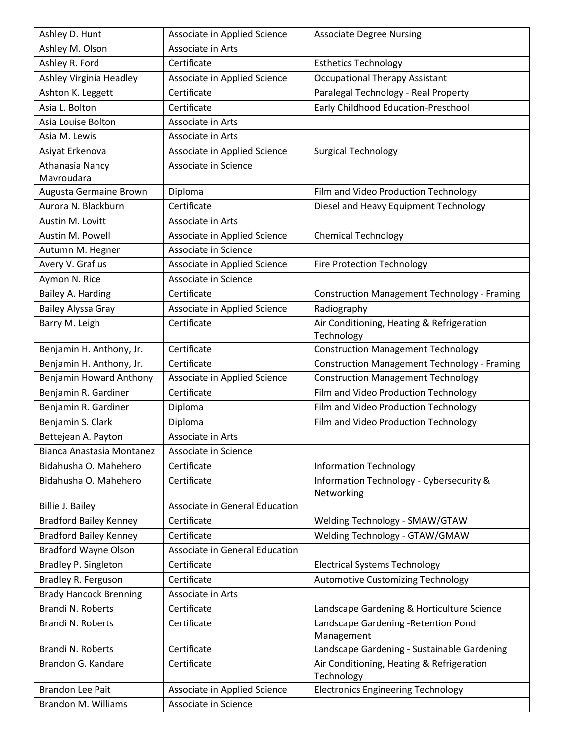| Ashley D. Hunt | Associate in Applied Science | Associate Degree Nursing |
|---|---|---|
| Ashley M. Olson | Associate in Arts | |
| Ashley R. Ford | Certificate | Esthetics Technology |
| Ashley Virginia Headley | Associate in Applied Science | Occupational Therapy Assistant |
| Ashton K. Leggett | Certificate | Paralegal Technology - Real Property |
| Asia L. Bolton | Certificate | Early Childhood Education-Preschool |
| Asia Louise Bolton | Associate in Arts | |
| Asia M. Lewis | Associate in Arts | |
| Asiyat Erkenova | Associate in Applied Science | Surgical Technology |
| Athanasia Nancy Mavroudara | Associate in Science | |
| Augusta Germaine Brown | Diploma | Film and Video Production Technology |
| Aurora N. Blackburn | Certificate | Diesel and Heavy Equipment Technology |
| Austin M. Lovitt | Associate in Arts | |
| Austin M. Powell | Associate in Applied Science | Chemical Technology |
| Autumn M. Hegner | Associate in Science | |
| Avery V. Grafius | Associate in Applied Science | Fire Protection Technology |
| Aymon N. Rice | Associate in Science | |
| Bailey A. Harding | Certificate | Construction Management Technology - Framing |
| Bailey Alyssa Gray | Associate in Applied Science | Radiography |
| Barry M. Leigh | Certificate | Air Conditioning, Heating & Refrigeration Technology |
| Benjamin H. Anthony, Jr. | Certificate | Construction Management Technology |
| Benjamin H. Anthony, Jr. | Certificate | Construction Management Technology - Framing |
| Benjamin Howard Anthony | Associate in Applied Science | Construction Management Technology |
| Benjamin R. Gardiner | Certificate | Film and Video Production Technology |
| Benjamin R. Gardiner | Diploma | Film and Video Production Technology |
| Benjamin S. Clark | Diploma | Film and Video Production Technology |
| Bettejean A. Payton | Associate in Arts | |
| Bianca Anastasia Montanez | Associate in Science | |
| Bidahusha O. Mahehero | Certificate | Information Technology |
| Bidahusha O. Mahehero | Certificate | Information Technology - Cybersecurity & Networking |
| Billie J. Bailey | Associate in General Education | |
| Bradford Bailey Kenney | Certificate | Welding Technology - SMAW/GTAW |
| Bradford Bailey Kenney | Certificate | Welding Technology - GTAW/GMAW |
| Bradford Wayne Olson | Associate in General Education | |
| Bradley P. Singleton | Certificate | Electrical Systems Technology |
| Bradley R. Ferguson | Certificate | Automotive Customizing Technology |
| Brady Hancock Brenning | Associate in Arts | |
| Brandi N. Roberts | Certificate | Landscape Gardening & Horticulture Science |
| Brandi N. Roberts | Certificate | Landscape Gardening -Retention Pond Management |
| Brandi N. Roberts | Certificate | Landscape Gardening - Sustainable Gardening |
| Brandon G. Kandare | Certificate | Air Conditioning, Heating & Refrigeration Technology |
| Brandon Lee Pait | Associate in Applied Science | Electronics Engineering Technology |
| Brandon M. Williams | Associate in Science | |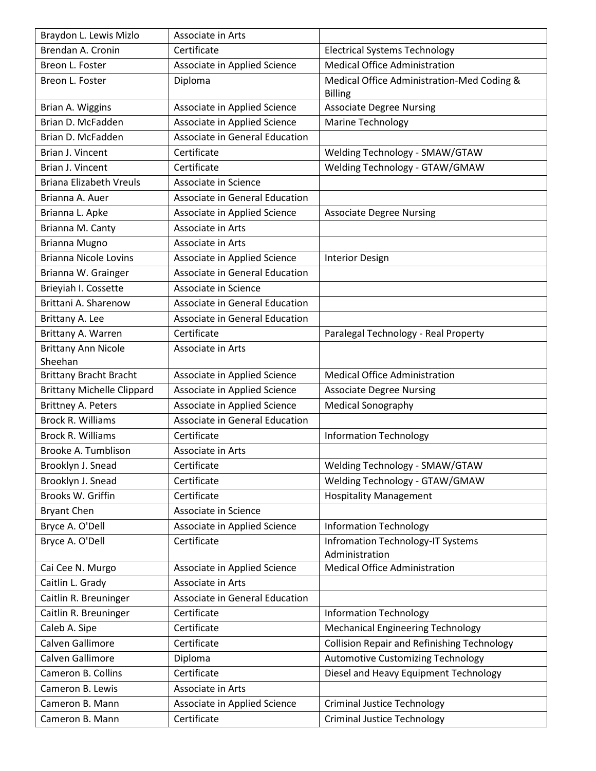| | | |
|---|---|---|
| Braydon L. Lewis Mizlo | Associate in Arts | |
| Brendan A. Cronin | Certificate | Electrical Systems Technology |
| Breon L. Foster | Associate in Applied Science | Medical Office Administration |
| Breon L. Foster | Diploma | Medical Office Administration-Med Coding & Billing |
| Brian A. Wiggins | Associate in Applied Science | Associate Degree Nursing |
| Brian D. McFadden | Associate in Applied Science | Marine Technology |
| Brian D. McFadden | Associate in General Education | |
| Brian J. Vincent | Certificate | Welding Technology - SMAW/GTAW |
| Brian J. Vincent | Certificate | Welding Technology - GTAW/GMAW |
| Briana Elizabeth Vreuls | Associate in Science | |
| Brianna A. Auer | Associate in General Education | |
| Brianna L. Apke | Associate in Applied Science | Associate Degree Nursing |
| Brianna M. Canty | Associate in Arts | |
| Brianna Mugno | Associate in Arts | |
| Brianna Nicole Lovins | Associate in Applied Science | Interior Design |
| Brianna W. Grainger | Associate in General Education | |
| Brieyiah I. Cossette | Associate in Science | |
| Brittani A. Sharenow | Associate in General Education | |
| Brittany A. Lee | Associate in General Education | |
| Brittany A. Warren | Certificate | Paralegal Technology - Real Property |
| Brittany Ann Nicole Sheehan | Associate in Arts | |
| Brittany Bracht Bracht | Associate in Applied Science | Medical Office Administration |
| Brittany Michelle Clippard | Associate in Applied Science | Associate Degree Nursing |
| Brittney A. Peters | Associate in Applied Science | Medical Sonography |
| Brock R. Williams | Associate in General Education | |
| Brock R. Williams | Certificate | Information Technology |
| Brooke A. Tumblison | Associate in Arts | |
| Brooklyn J. Snead | Certificate | Welding Technology - SMAW/GTAW |
| Brooklyn J. Snead | Certificate | Welding Technology - GTAW/GMAW |
| Brooks W. Griffin | Certificate | Hospitality Management |
| Bryant Chen | Associate in Science | |
| Bryce A. O'Dell | Associate in Applied Science | Information Technology |
| Bryce A. O'Dell | Certificate | Infromation Technology-IT Systems Administration |
| Cai Cee N. Murgo | Associate in Applied Science | Medical Office Administration |
| Caitlin L. Grady | Associate in Arts | |
| Caitlin R. Breuninger | Associate in General Education | |
| Caitlin R. Breuninger | Certificate | Information Technology |
| Caleb A. Sipe | Certificate | Mechanical Engineering Technology |
| Calven Gallimore | Certificate | Collision Repair and Refinishing Technology |
| Calven Gallimore | Diploma | Automotive Customizing Technology |
| Cameron B. Collins | Certificate | Diesel and Heavy Equipment Technology |
| Cameron B. Lewis | Associate in Arts | |
| Cameron B. Mann | Associate in Applied Science | Criminal Justice Technology |
| Cameron B. Mann | Certificate | Criminal Justice Technology |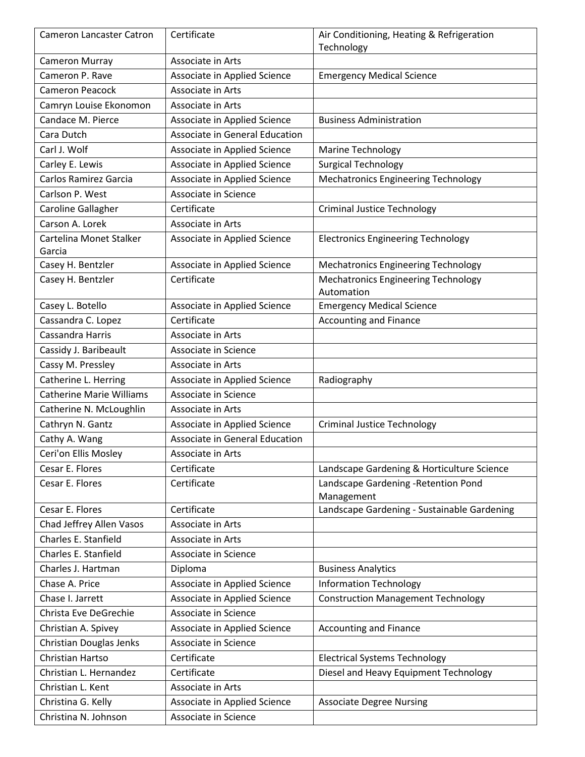| Cameron Lancaster Catron | Certificate | Air Conditioning, Heating & Refrigeration Technology |
|---|---|---|
| Cameron Murray | Associate in Arts | |
| Cameron P. Rave | Associate in Applied Science | Emergency Medical Science |
| Cameron Peacock | Associate in Arts | |
| Camryn Louise Ekonomon | Associate in Arts | |
| Candace M. Pierce | Associate in Applied Science | Business Administration |
| Cara Dutch | Associate in General Education | |
| Carl J. Wolf | Associate in Applied Science | Marine Technology |
| Carley E. Lewis | Associate in Applied Science | Surgical Technology |
| Carlos Ramirez Garcia | Associate in Applied Science | Mechatronics Engineering Technology |
| Carlson P. West | Associate in Science | |
| Caroline Gallagher | Certificate | Criminal Justice Technology |
| Carson A. Lorek | Associate in Arts | |
| Cartelina Monet Stalker Garcia | Associate in Applied Science | Electronics Engineering Technology |
| Casey H. Bentzler | Associate in Applied Science | Mechatronics Engineering Technology |
| Casey H. Bentzler | Certificate | Mechatronics Engineering Technology Automation |
| Casey L. Botello | Associate in Applied Science | Emergency Medical Science |
| Cassandra C. Lopez | Certificate | Accounting and Finance |
| Cassandra Harris | Associate in Arts | |
| Cassidy J. Baribeault | Associate in Science | |
| Cassy M. Pressley | Associate in Arts | |
| Catherine L. Herring | Associate in Applied Science | Radiography |
| Catherine Marie Williams | Associate in Science | |
| Catherine N. McLoughlin | Associate in Arts | |
| Cathryn N. Gantz | Associate in Applied Science | Criminal Justice Technology |
| Cathy A. Wang | Associate in General Education | |
| Ceri'on Ellis Mosley | Associate in Arts | |
| Cesar E. Flores | Certificate | Landscape Gardening & Horticulture Science |
| Cesar E. Flores | Certificate | Landscape Gardening -Retention Pond Management |
| Cesar E. Flores | Certificate | Landscape Gardening - Sustainable Gardening |
| Chad Jeffrey Allen Vasos | Associate in Arts | |
| Charles E. Stanfield | Associate in Arts | |
| Charles E. Stanfield | Associate in Science | |
| Charles J. Hartman | Diploma | Business Analytics |
| Chase A. Price | Associate in Applied Science | Information Technology |
| Chase I. Jarrett | Associate in Applied Science | Construction Management Technology |
| Christa Eve DeGrechie | Associate in Science | |
| Christian A. Spivey | Associate in Applied Science | Accounting and Finance |
| Christian Douglas Jenks | Associate in Science | |
| Christian Hartso | Certificate | Electrical Systems Technology |
| Christian L. Hernandez | Certificate | Diesel and Heavy Equipment Technology |
| Christian L. Kent | Associate in Arts | |
| Christina G. Kelly | Associate in Applied Science | Associate Degree Nursing |
| Christina N. Johnson | Associate in Science | |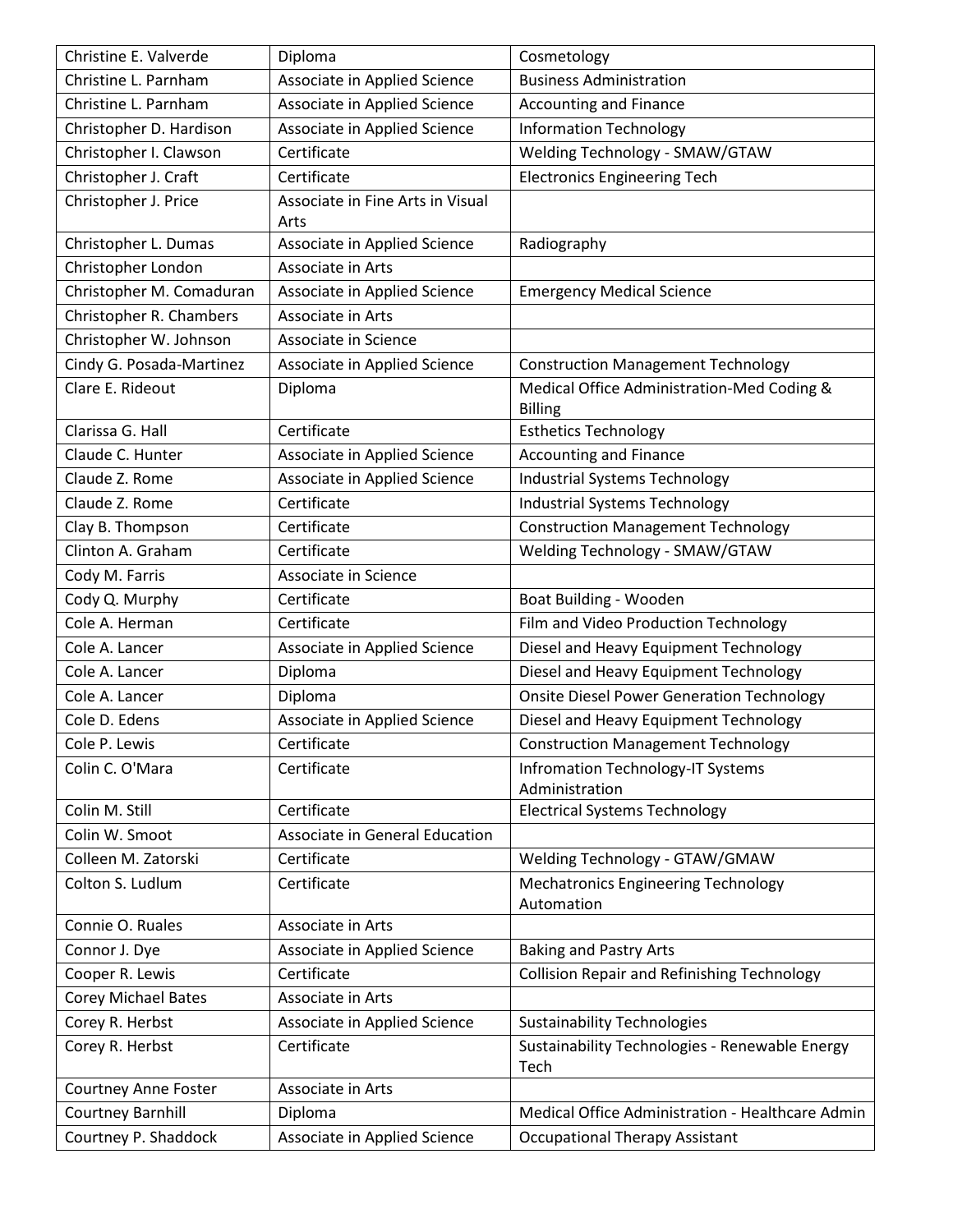| Christine E. Valverde | Diploma | Cosmetology |
|---|---|---|
| Christine L. Parnham | Associate in Applied Science | Business Administration |
| Christine L. Parnham | Associate in Applied Science | Accounting and Finance |
| Christopher D. Hardison | Associate in Applied Science | Information Technology |
| Christopher I. Clawson | Certificate | Welding Technology - SMAW/GTAW |
| Christopher J. Craft | Certificate | Electronics Engineering Tech |
| Christopher J. Price | Associate in Fine Arts in Visual Arts | |
| Christopher L. Dumas | Associate in Applied Science | Radiography |
| Christopher London | Associate in Arts | |
| Christopher M. Comaduran | Associate in Applied Science | Emergency Medical Science |
| Christopher R. Chambers | Associate in Arts | |
| Christopher W. Johnson | Associate in Science | |
| Cindy G. Posada-Martinez | Associate in Applied Science | Construction Management Technology |
| Clare E. Rideout | Diploma | Medical Office Administration-Med Coding & Billing |
| Clarissa G. Hall | Certificate | Esthetics Technology |
| Claude C. Hunter | Associate in Applied Science | Accounting and Finance |
| Claude Z. Rome | Associate in Applied Science | Industrial Systems Technology |
| Claude Z. Rome | Certificate | Industrial Systems Technology |
| Clay B. Thompson | Certificate | Construction Management Technology |
| Clinton A. Graham | Certificate | Welding Technology - SMAW/GTAW |
| Cody M. Farris | Associate in Science | |
| Cody Q. Murphy | Certificate | Boat Building - Wooden |
| Cole A. Herman | Certificate | Film and Video Production Technology |
| Cole A. Lancer | Associate in Applied Science | Diesel and Heavy Equipment Technology |
| Cole A. Lancer | Diploma | Diesel and Heavy Equipment Technology |
| Cole A. Lancer | Diploma | Onsite Diesel Power Generation Technology |
| Cole D. Edens | Associate in Applied Science | Diesel and Heavy Equipment Technology |
| Cole P. Lewis | Certificate | Construction Management Technology |
| Colin C. O'Mara | Certificate | Infromation Technology-IT Systems Administration |
| Colin M. Still | Certificate | Electrical Systems Technology |
| Colin W. Smoot | Associate in General Education | |
| Colleen M. Zatorski | Certificate | Welding Technology - GTAW/GMAW |
| Colton S. Ludlum | Certificate | Mechatronics Engineering Technology Automation |
| Connie O. Ruales | Associate in Arts | |
| Connor J. Dye | Associate in Applied Science | Baking and Pastry Arts |
| Cooper R. Lewis | Certificate | Collision Repair and Refinishing Technology |
| Corey Michael Bates | Associate in Arts | |
| Corey R. Herbst | Associate in Applied Science | Sustainability Technologies |
| Corey R. Herbst | Certificate | Sustainability Technologies - Renewable Energy Tech |
| Courtney Anne Foster | Associate in Arts | |
| Courtney Barnhill | Diploma | Medical Office Administration - Healthcare Admin |
| Courtney P. Shaddock | Associate in Applied Science | Occupational Therapy Assistant |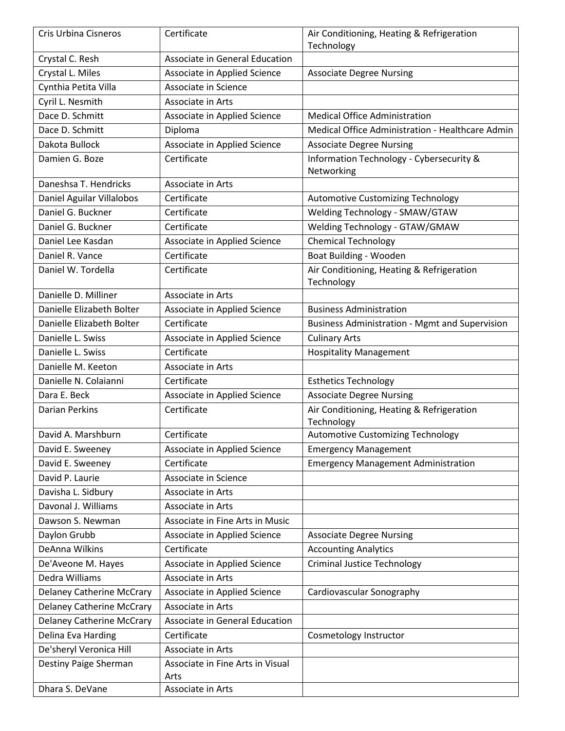| Cris Urbina Cisneros | Certificate | Air Conditioning, Heating & Refrigeration Technology |
|---|---|---|
| Crystal C. Resh | Associate in General Education | |
| Crystal L. Miles | Associate in Applied Science | Associate Degree Nursing |
| Cynthia Petita Villa | Associate in Science | |
| Cyril L. Nesmith | Associate in Arts | |
| Dace D. Schmitt | Associate in Applied Science | Medical Office Administration |
| Dace D. Schmitt | Diploma | Medical Office Administration - Healthcare Admin |
| Dakota Bullock | Associate in Applied Science | Associate Degree Nursing |
| Damien G. Boze | Certificate | Information Technology - Cybersecurity & Networking |
| Daneshsa T. Hendricks | Associate in Arts | |
| Daniel Aguilar Villalobos | Certificate | Automotive Customizing Technology |
| Daniel G. Buckner | Certificate | Welding Technology - SMAW/GTAW |
| Daniel G. Buckner | Certificate | Welding Technology - GTAW/GMAW |
| Daniel Lee Kasdan | Associate in Applied Science | Chemical Technology |
| Daniel R. Vance | Certificate | Boat Building - Wooden |
| Daniel W. Tordella | Certificate | Air Conditioning, Heating & Refrigeration Technology |
| Danielle D. Milliner | Associate in Arts | |
| Danielle Elizabeth Bolter | Associate in Applied Science | Business Administration |
| Danielle Elizabeth Bolter | Certificate | Business Administration - Mgmt and Supervision |
| Danielle L. Swiss | Associate in Applied Science | Culinary Arts |
| Danielle L. Swiss | Certificate | Hospitality Management |
| Danielle M. Keeton | Associate in Arts | |
| Danielle N. Colaianni | Certificate | Esthetics Technology |
| Dara E. Beck | Associate in Applied Science | Associate Degree Nursing |
| Darian Perkins | Certificate | Air Conditioning, Heating & Refrigeration Technology |
| David A. Marshburn | Certificate | Automotive Customizing Technology |
| David E. Sweeney | Associate in Applied Science | Emergency Management |
| David E. Sweeney | Certificate | Emergency Management Administration |
| David P. Laurie | Associate in Science | |
| Davisha L. Sidbury | Associate in Arts | |
| Davonal J. Williams | Associate in Arts | |
| Dawson S. Newman | Associate in Fine Arts in Music | |
| Daylon Grubb | Associate in Applied Science | Associate Degree Nursing |
| DeAnna Wilkins | Certificate | Accounting Analytics |
| De'Aveone M. Hayes | Associate in Applied Science | Criminal Justice Technology |
| Dedra Williams | Associate in Arts | |
| Delaney Catherine McCrary | Associate in Applied Science | Cardiovascular Sonography |
| Delaney Catherine McCrary | Associate in Arts | |
| Delaney Catherine McCrary | Associate in General Education | |
| Delina Eva Harding | Certificate | Cosmetology Instructor |
| De'sheryl Veronica Hill | Associate in Arts | |
| Destiny Paige Sherman | Associate in Fine Arts in Visual Arts | |
| Dhara S. DeVane | Associate in Arts | |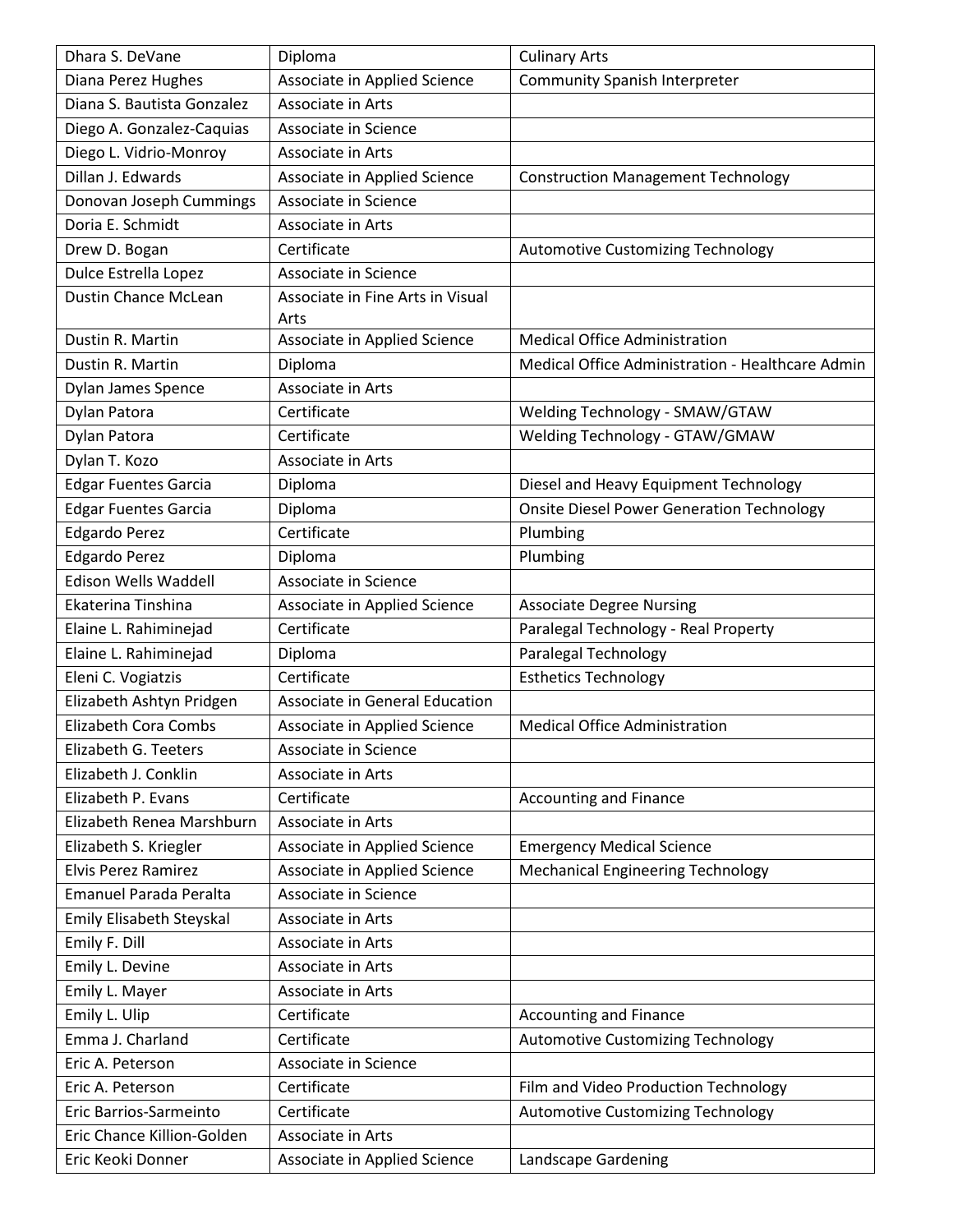| Dhara S. DeVane | Diploma | Culinary Arts |
|---|---|---|
| Diana Perez Hughes | Associate in Applied Science | Community Spanish Interpreter |
| Diana S. Bautista Gonzalez | Associate in Arts | |
| Diego A. Gonzalez-Caquias | Associate in Science | |
| Diego L. Vidrio-Monroy | Associate in Arts | |
| Dillan J. Edwards | Associate in Applied Science | Construction Management Technology |
| Donovan Joseph Cummings | Associate in Science | |
| Doria E. Schmidt | Associate in Arts | |
| Drew D. Bogan | Certificate | Automotive Customizing Technology |
| Dulce Estrella Lopez | Associate in Science | |
| Dustin Chance McLean | Associate in Fine Arts in Visual Arts | |
| Dustin R. Martin | Associate in Applied Science | Medical Office Administration |
| Dustin R. Martin | Diploma | Medical Office Administration - Healthcare Admin |
| Dylan James Spence | Associate in Arts | |
| Dylan Patora | Certificate | Welding Technology - SMAW/GTAW |
| Dylan Patora | Certificate | Welding Technology - GTAW/GMAW |
| Dylan T. Kozo | Associate in Arts | |
| Edgar Fuentes Garcia | Diploma | Diesel and Heavy Equipment Technology |
| Edgar Fuentes Garcia | Diploma | Onsite Diesel Power Generation Technology |
| Edgardo Perez | Certificate | Plumbing |
| Edgardo Perez | Diploma | Plumbing |
| Edison Wells Waddell | Associate in Science | |
| Ekaterina Tinshina | Associate in Applied Science | Associate Degree Nursing |
| Elaine L. Rahiminejad | Certificate | Paralegal Technology - Real Property |
| Elaine L. Rahiminejad | Diploma | Paralegal Technology |
| Eleni C. Vogiatzis | Certificate | Esthetics Technology |
| Elizabeth Ashtyn Pridgen | Associate in General Education | |
| Elizabeth Cora Combs | Associate in Applied Science | Medical Office Administration |
| Elizabeth G. Teeters | Associate in Science | |
| Elizabeth J. Conklin | Associate in Arts | |
| Elizabeth P. Evans | Certificate | Accounting and Finance |
| Elizabeth Renea Marshburn | Associate in Arts | |
| Elizabeth S. Kriegler | Associate in Applied Science | Emergency Medical Science |
| Elvis Perez Ramirez | Associate in Applied Science | Mechanical Engineering Technology |
| Emanuel Parada Peralta | Associate in Science | |
| Emily Elisabeth Steyskal | Associate in Arts | |
| Emily F. Dill | Associate in Arts | |
| Emily L. Devine | Associate in Arts | |
| Emily L. Mayer | Associate in Arts | |
| Emily L. Ulip | Certificate | Accounting and Finance |
| Emma J. Charland | Certificate | Automotive Customizing Technology |
| Eric A. Peterson | Associate in Science | |
| Eric A. Peterson | Certificate | Film and Video Production Technology |
| Eric Barrios-Sarmeinto | Certificate | Automotive Customizing Technology |
| Eric Chance Killion-Golden | Associate in Arts | |
| Eric Keoki Donner | Associate in Applied Science | Landscape Gardening |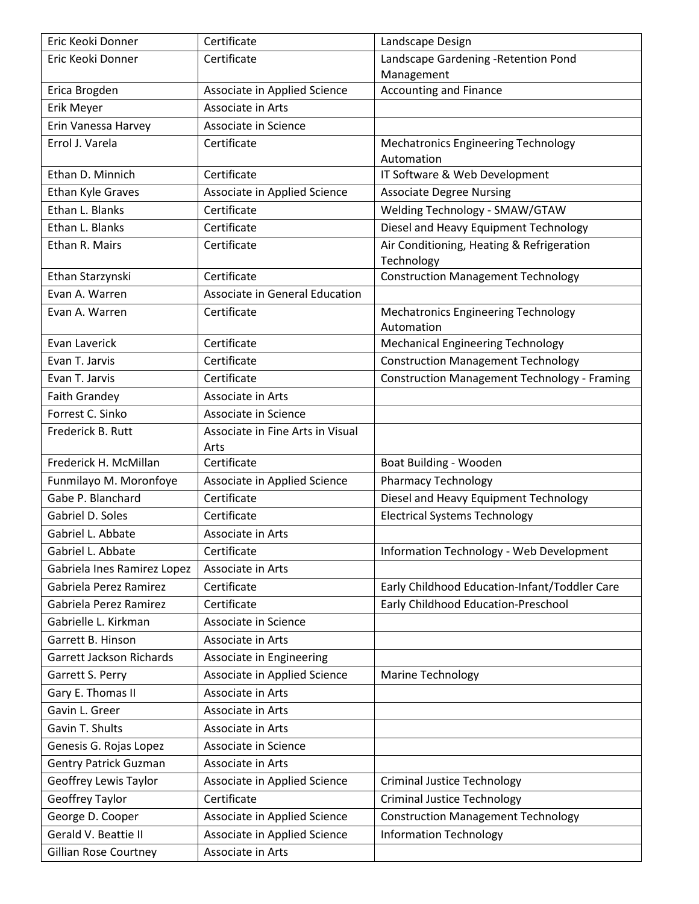| Eric Keoki Donner | Certificate | Landscape Design |
|---|---|---|
| Eric Keoki Donner | Certificate | Landscape Gardening -Retention Pond Management |
| Erica Brogden | Associate in Applied Science | Accounting and Finance |
| Erik Meyer | Associate in Arts | |
| Erin Vanessa Harvey | Associate in Science | |
| Errol J. Varela | Certificate | Mechatronics Engineering Technology Automation |
| Ethan D. Minnich | Certificate | IT Software & Web Development |
| Ethan Kyle Graves | Associate in Applied Science | Associate Degree Nursing |
| Ethan L. Blanks | Certificate | Welding Technology - SMAW/GTAW |
| Ethan L. Blanks | Certificate | Diesel and Heavy Equipment Technology |
| Ethan R. Mairs | Certificate | Air Conditioning, Heating & Refrigeration Technology |
| Ethan Starzynski | Certificate | Construction Management Technology |
| Evan A. Warren | Associate in General Education | |
| Evan A. Warren | Certificate | Mechatronics Engineering Technology Automation |
| Evan Laverick | Certificate | Mechanical Engineering Technology |
| Evan T. Jarvis | Certificate | Construction Management Technology |
| Evan T. Jarvis | Certificate | Construction Management Technology - Framing |
| Faith Grandey | Associate in Arts | |
| Forrest C. Sinko | Associate in Science | |
| Frederick B. Rutt | Associate in Fine Arts in Visual Arts | |
| Frederick H. McMillan | Certificate | Boat Building - Wooden |
| Funmilayo M. Moronfoye | Associate in Applied Science | Pharmacy Technology |
| Gabe P. Blanchard | Certificate | Diesel and Heavy Equipment Technology |
| Gabriel D. Soles | Certificate | Electrical Systems Technology |
| Gabriel L. Abbate | Associate in Arts | |
| Gabriel L. Abbate | Certificate | Information Technology - Web Development |
| Gabriela Ines Ramirez Lopez | Associate in Arts | |
| Gabriela Perez Ramirez | Certificate | Early Childhood Education-Infant/Toddler Care |
| Gabriela Perez Ramirez | Certificate | Early Childhood Education-Preschool |
| Gabrielle L. Kirkman | Associate in Science | |
| Garrett B. Hinson | Associate in Arts | |
| Garrett Jackson Richards | Associate in Engineering | |
| Garrett S. Perry | Associate in Applied Science | Marine Technology |
| Gary E. Thomas II | Associate in Arts | |
| Gavin L. Greer | Associate in Arts | |
| Gavin T. Shults | Associate in Arts | |
| Genesis G. Rojas Lopez | Associate in Science | |
| Gentry Patrick Guzman | Associate in Arts | |
| Geoffrey Lewis Taylor | Associate in Applied Science | Criminal Justice Technology |
| Geoffrey Taylor | Certificate | Criminal Justice Technology |
| George D. Cooper | Associate in Applied Science | Construction Management Technology |
| Gerald V. Beattie II | Associate in Applied Science | Information Technology |
| Gillian Rose Courtney | Associate in Arts | |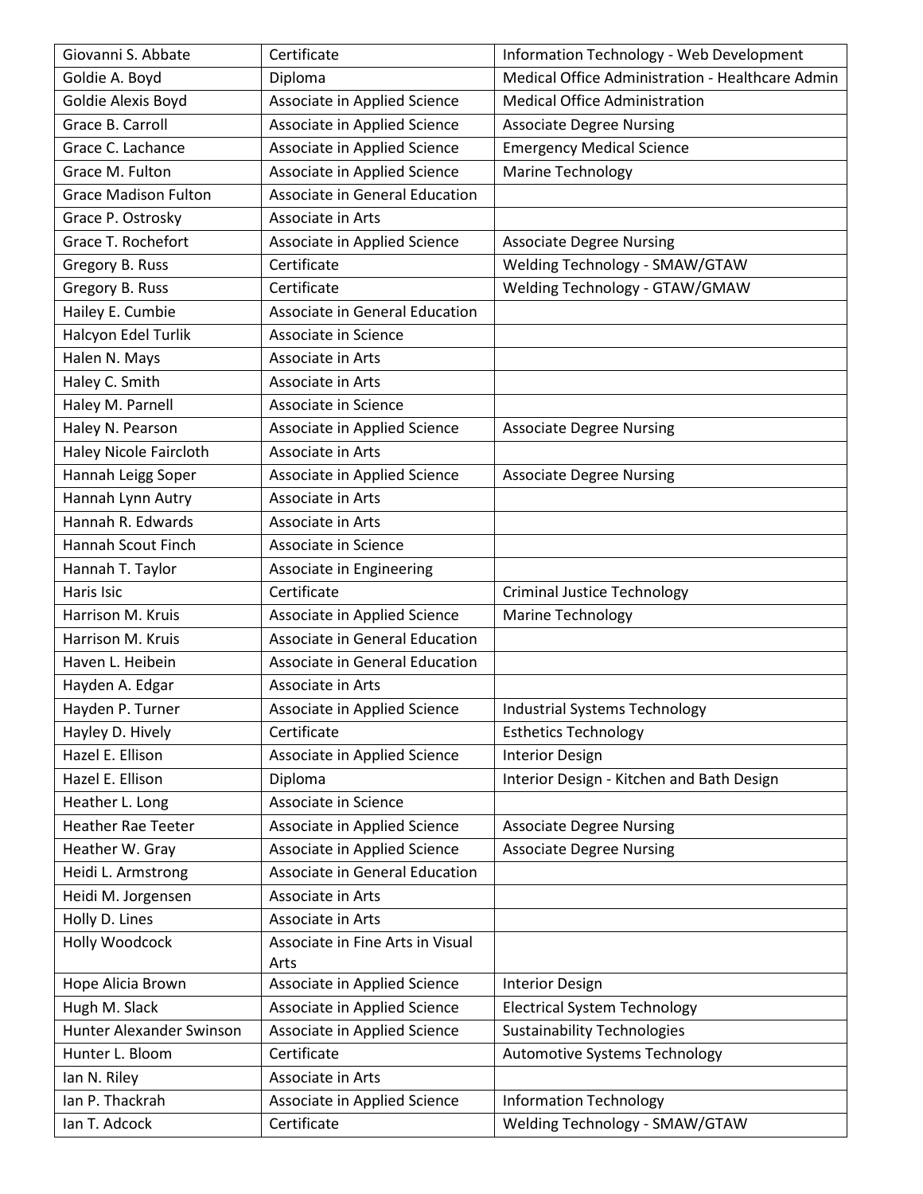| Giovanni S. Abbate | Certificate | Information Technology - Web Development |
|---|---|---|
| Goldie A. Boyd | Diploma | Medical Office Administration - Healthcare Admin |
| Goldie Alexis Boyd | Associate in Applied Science | Medical Office Administration |
| Grace B. Carroll | Associate in Applied Science | Associate Degree Nursing |
| Grace C. Lachance | Associate in Applied Science | Emergency Medical Science |
| Grace M. Fulton | Associate in Applied Science | Marine Technology |
| Grace Madison Fulton | Associate in General Education | |
| Grace P. Ostrosky | Associate in Arts | |
| Grace T. Rochefort | Associate in Applied Science | Associate Degree Nursing |
| Gregory B. Russ | Certificate | Welding Technology - SMAW/GTAW |
| Gregory B. Russ | Certificate | Welding Technology - GTAW/GMAW |
| Hailey E. Cumbie | Associate in General Education | |
| Halcyon Edel Turlik | Associate in Science | |
| Halen N. Mays | Associate in Arts | |
| Haley C. Smith | Associate in Arts | |
| Haley M. Parnell | Associate in Science | |
| Haley N. Pearson | Associate in Applied Science | Associate Degree Nursing |
| Haley Nicole Faircloth | Associate in Arts | |
| Hannah Leigg Soper | Associate in Applied Science | Associate Degree Nursing |
| Hannah Lynn Autry | Associate in Arts | |
| Hannah R. Edwards | Associate in Arts | |
| Hannah Scout Finch | Associate in Science | |
| Hannah T. Taylor | Associate in Engineering | |
| Haris Isic | Certificate | Criminal Justice Technology |
| Harrison M. Kruis | Associate in Applied Science | Marine Technology |
| Harrison M. Kruis | Associate in General Education | |
| Haven L. Heibein | Associate in General Education | |
| Hayden A. Edgar | Associate in Arts | |
| Hayden P. Turner | Associate in Applied Science | Industrial Systems Technology |
| Hayley D. Hively | Certificate | Esthetics Technology |
| Hazel E. Ellison | Associate in Applied Science | Interior Design |
| Hazel E. Ellison | Diploma | Interior Design - Kitchen and Bath Design |
| Heather L. Long | Associate in Science | |
| Heather Rae Teeter | Associate in Applied Science | Associate Degree Nursing |
| Heather W. Gray | Associate in Applied Science | Associate Degree Nursing |
| Heidi L. Armstrong | Associate in General Education | |
| Heidi M. Jorgensen | Associate in Arts | |
| Holly D. Lines | Associate in Arts | |
| Holly Woodcock | Associate in Fine Arts in Visual Arts | |
| Hope Alicia Brown | Associate in Applied Science | Interior Design |
| Hugh M. Slack | Associate in Applied Science | Electrical System Technology |
| Hunter Alexander Swinson | Associate in Applied Science | Sustainability Technologies |
| Hunter L. Bloom | Certificate | Automotive Systems Technology |
| Ian N. Riley | Associate in Arts | |
| Ian P. Thackrah | Associate in Applied Science | Information Technology |
| Ian T. Adcock | Certificate | Welding Technology - SMAW/GTAW |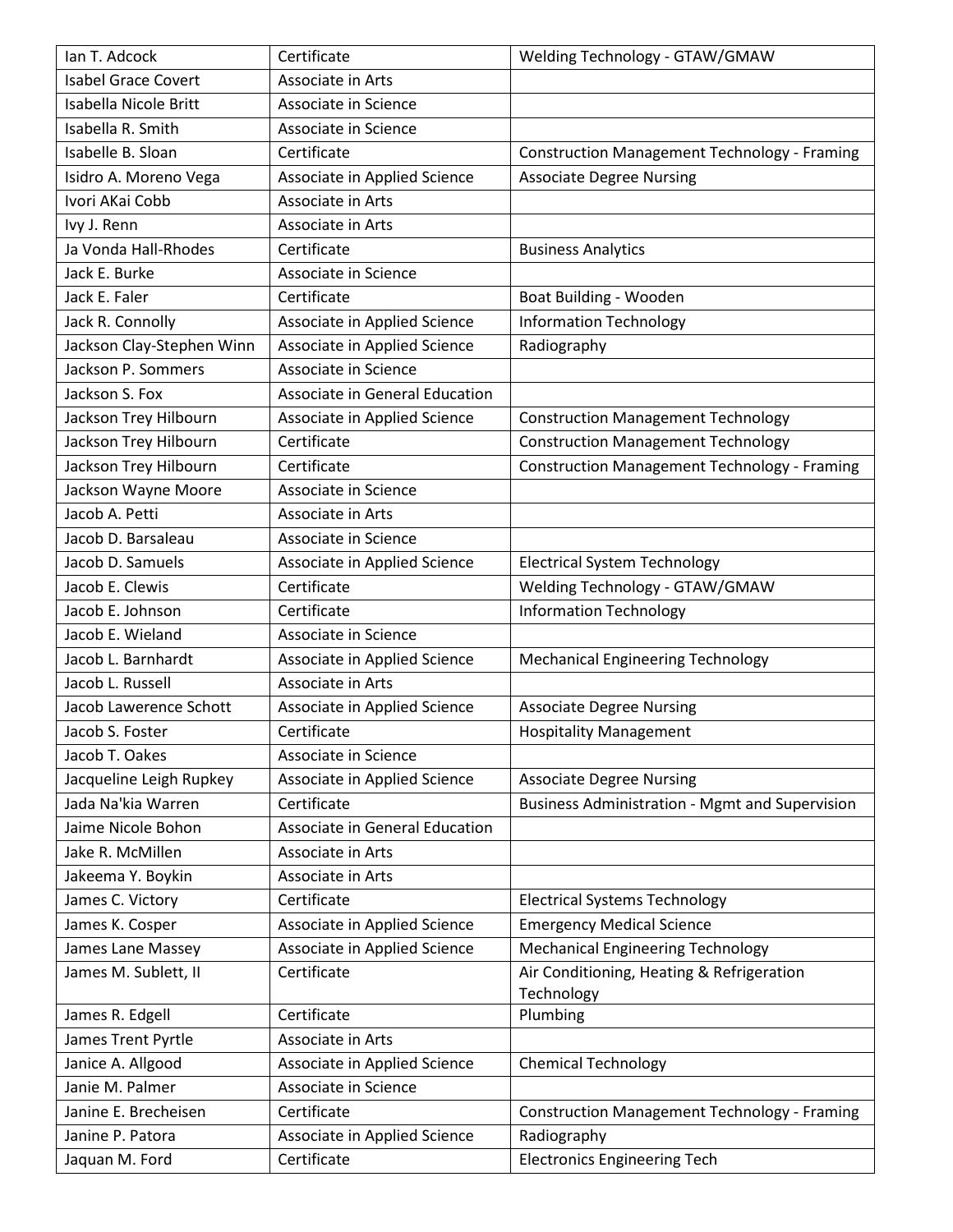| Ian T. Adcock | Certificate | Welding Technology - GTAW/GMAW |
|---|---|---|
| Isabel Grace Covert | Associate in Arts | |
| Isabella Nicole Britt | Associate in Science | |
| Isabella R. Smith | Associate in Science | |
| Isabelle B. Sloan | Certificate | Construction Management Technology - Framing |
| Isidro A. Moreno Vega | Associate in Applied Science | Associate Degree Nursing |
| Ivori AKai Cobb | Associate in Arts | |
| Ivy J. Renn | Associate in Arts | |
| Ja Vonda Hall-Rhodes | Certificate | Business Analytics |
| Jack E. Burke | Associate in Science | |
| Jack E. Faler | Certificate | Boat Building - Wooden |
| Jack R. Connolly | Associate in Applied Science | Information Technology |
| Jackson Clay-Stephen Winn | Associate in Applied Science | Radiography |
| Jackson P. Sommers | Associate in Science | |
| Jackson S. Fox | Associate in General Education | |
| Jackson Trey Hilbourn | Associate in Applied Science | Construction Management Technology |
| Jackson Trey Hilbourn | Certificate | Construction Management Technology |
| Jackson Trey Hilbourn | Certificate | Construction Management Technology - Framing |
| Jackson Wayne Moore | Associate in Science | |
| Jacob A. Petti | Associate in Arts | |
| Jacob D. Barsaleau | Associate in Science | |
| Jacob D. Samuels | Associate in Applied Science | Electrical System Technology |
| Jacob E. Clewis | Certificate | Welding Technology - GTAW/GMAW |
| Jacob E. Johnson | Certificate | Information Technology |
| Jacob E. Wieland | Associate in Science | |
| Jacob L. Barnhardt | Associate in Applied Science | Mechanical Engineering Technology |
| Jacob L. Russell | Associate in Arts | |
| Jacob Lawerence Schott | Associate in Applied Science | Associate Degree Nursing |
| Jacob S. Foster | Certificate | Hospitality Management |
| Jacob T. Oakes | Associate in Science | |
| Jacqueline Leigh Rupkey | Associate in Applied Science | Associate Degree Nursing |
| Jada Na'kia Warren | Certificate | Business Administration - Mgmt and Supervision |
| Jaime Nicole Bohon | Associate in General Education | |
| Jake R. McMillen | Associate in Arts | |
| Jakeema Y. Boykin | Associate in Arts | |
| James C. Victory | Certificate | Electrical Systems Technology |
| James K. Cosper | Associate in Applied Science | Emergency Medical Science |
| James Lane Massey | Associate in Applied Science | Mechanical Engineering Technology |
| James M. Sublett, II | Certificate | Air Conditioning, Heating & Refrigeration Technology |
| James R. Edgell | Certificate | Plumbing |
| James Trent Pyrtle | Associate in Arts | |
| Janice A. Allgood | Associate in Applied Science | Chemical Technology |
| Janie M. Palmer | Associate in Science | |
| Janine E. Brecheisen | Certificate | Construction Management Technology - Framing |
| Janine P. Patora | Associate in Applied Science | Radiography |
| Jaquan M. Ford | Certificate | Electronics Engineering Tech |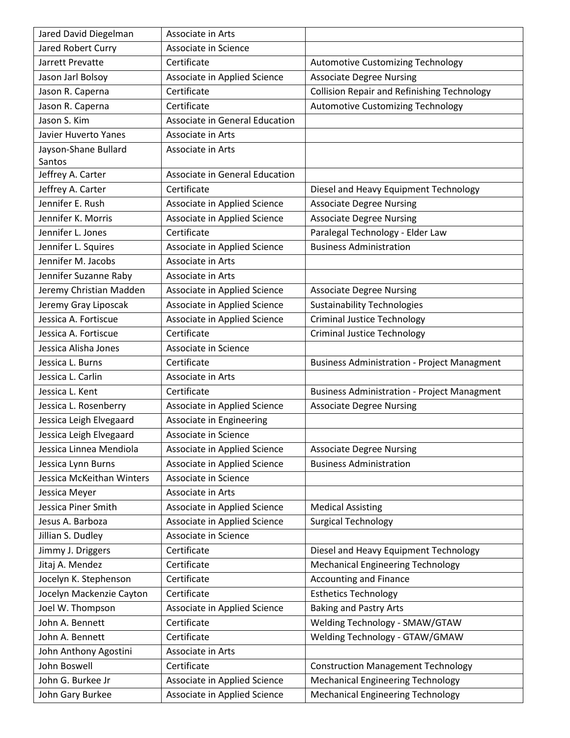| | | |
|---|---|---|
| Jared David Diegelman | Associate in Arts | |
| Jared Robert Curry | Associate in Science | |
| Jarrett Prevatte | Certificate | Automotive Customizing Technology |
| Jason Jarl Bolsoy | Associate in Applied Science | Associate Degree Nursing |
| Jason R. Caperna | Certificate | Collision Repair and Refinishing Technology |
| Jason R. Caperna | Certificate | Automotive Customizing Technology |
| Jason S. Kim | Associate in General Education | |
| Javier Huverto Yanes | Associate in Arts | |
| Jayson-Shane Bullard Santos | Associate in Arts | |
| Jeffrey A. Carter | Associate in General Education | |
| Jeffrey A. Carter | Certificate | Diesel and Heavy Equipment Technology |
| Jennifer E. Rush | Associate in Applied Science | Associate Degree Nursing |
| Jennifer K. Morris | Associate in Applied Science | Associate Degree Nursing |
| Jennifer L. Jones | Certificate | Paralegal Technology - Elder Law |
| Jennifer L. Squires | Associate in Applied Science | Business Administration |
| Jennifer M. Jacobs | Associate in Arts | |
| Jennifer Suzanne Raby | Associate in Arts | |
| Jeremy Christian Madden | Associate in Applied Science | Associate Degree Nursing |
| Jeremy Gray Liposcak | Associate in Applied Science | Sustainability Technologies |
| Jessica A. Fortiscue | Associate in Applied Science | Criminal Justice Technology |
| Jessica A. Fortiscue | Certificate | Criminal Justice Technology |
| Jessica Alisha Jones | Associate in Science | |
| Jessica L. Burns | Certificate | Business Administration - Project Managment |
| Jessica L. Carlin | Associate in Arts | |
| Jessica L. Kent | Certificate | Business Administration - Project Managment |
| Jessica L. Rosenberry | Associate in Applied Science | Associate Degree Nursing |
| Jessica Leigh Elvegaard | Associate in Engineering | |
| Jessica Leigh Elvegaard | Associate in Science | |
| Jessica Linnea Mendiola | Associate in Applied Science | Associate Degree Nursing |
| Jessica Lynn Burns | Associate in Applied Science | Business Administration |
| Jessica McKeithan Winters | Associate in Science | |
| Jessica Meyer | Associate in Arts | |
| Jessica Piner Smith | Associate in Applied Science | Medical Assisting |
| Jesus A. Barboza | Associate in Applied Science | Surgical Technology |
| Jillian S. Dudley | Associate in Science | |
| Jimmy J. Driggers | Certificate | Diesel and Heavy Equipment Technology |
| Jitaj A. Mendez | Certificate | Mechanical Engineering Technology |
| Jocelyn K. Stephenson | Certificate | Accounting and Finance |
| Jocelyn Mackenzie Cayton | Certificate | Esthetics Technology |
| Joel W. Thompson | Associate in Applied Science | Baking and Pastry Arts |
| John A. Bennett | Certificate | Welding Technology - SMAW/GTAW |
| John A. Bennett | Certificate | Welding Technology - GTAW/GMAW |
| John Anthony Agostini | Associate in Arts | |
| John Boswell | Certificate | Construction Management Technology |
| John G. Burkee Jr | Associate in Applied Science | Mechanical Engineering Technology |
| John Gary Burkee | Associate in Applied Science | Mechanical Engineering Technology |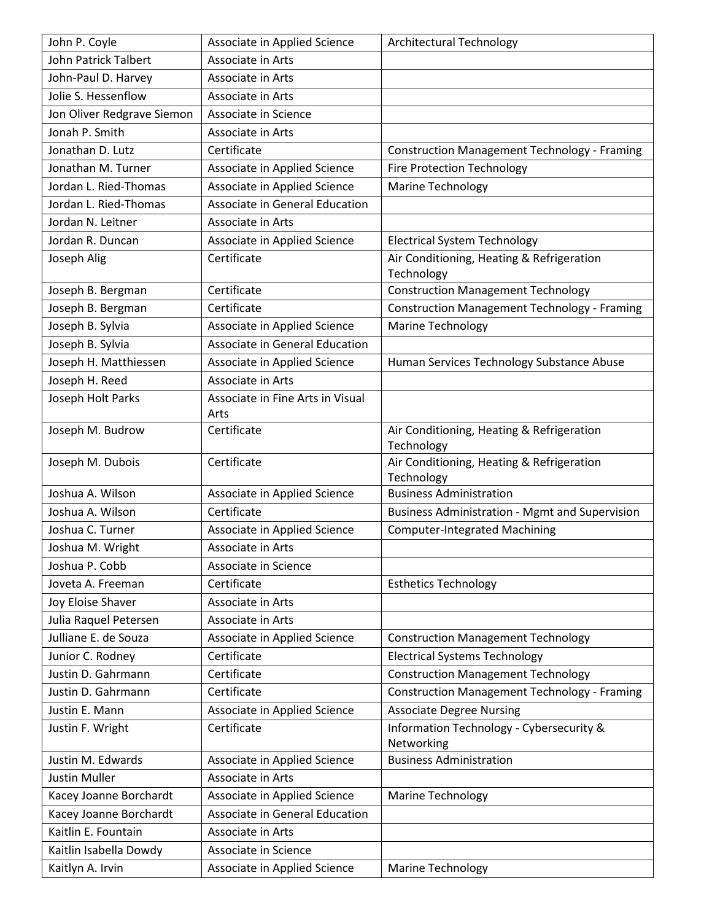| John P. Coyle | Associate in Applied Science | Architectural Technology |
|---|---|---|
| John Patrick Talbert | Associate in Arts | |
| John-Paul D. Harvey | Associate in Arts | |
| Jolie S. Hessenflow | Associate in Arts | |
| Jon Oliver Redgrave Siemon | Associate in Science | |
| Jonah P. Smith | Associate in Arts | |
| Jonathan D. Lutz | Certificate | Construction Management Technology - Framing |
| Jonathan M. Turner | Associate in Applied Science | Fire Protection Technology |
| Jordan L. Ried-Thomas | Associate in Applied Science | Marine Technology |
| Jordan L. Ried-Thomas | Associate in General Education | |
| Jordan N. Leitner | Associate in Arts | |
| Jordan R. Duncan | Associate in Applied Science | Electrical System Technology |
| Joseph Alig | Certificate | Air Conditioning, Heating & Refrigeration Technology |
| Joseph B. Bergman | Certificate | Construction Management Technology |
| Joseph B. Bergman | Certificate | Construction Management Technology - Framing |
| Joseph B. Sylvia | Associate in Applied Science | Marine Technology |
| Joseph B. Sylvia | Associate in General Education | |
| Joseph H. Matthiessen | Associate in Applied Science | Human Services Technology Substance Abuse |
| Joseph H. Reed | Associate in Arts | |
| Joseph Holt Parks | Associate in Fine Arts in Visual Arts | |
| Joseph M. Budrow | Certificate | Air Conditioning, Heating & Refrigeration Technology |
| Joseph M. Dubois | Certificate | Air Conditioning, Heating & Refrigeration Technology |
| Joshua A. Wilson | Associate in Applied Science | Business Administration |
| Joshua A. Wilson | Certificate | Business Administration - Mgmt and Supervision |
| Joshua C. Turner | Associate in Applied Science | Computer-Integrated Machining |
| Joshua M. Wright | Associate in Arts | |
| Joshua P. Cobb | Associate in Science | |
| Joveta A. Freeman | Certificate | Esthetics Technology |
| Joy Eloise Shaver | Associate in Arts | |
| Julia Raquel Petersen | Associate in Arts | |
| Julliane E. de Souza | Associate in Applied Science | Construction Management Technology |
| Junior C. Rodney | Certificate | Electrical Systems Technology |
| Justin D. Gahrmann | Certificate | Construction Management Technology |
| Justin D. Gahrmann | Certificate | Construction Management Technology - Framing |
| Justin E. Mann | Associate in Applied Science | Associate Degree Nursing |
| Justin F. Wright | Certificate | Information Technology - Cybersecurity & Networking |
| Justin M. Edwards | Associate in Applied Science | Business Administration |
| Justin Muller | Associate in Arts | |
| Kacey Joanne Borchardt | Associate in Applied Science | Marine Technology |
| Kacey Joanne Borchardt | Associate in General Education | |
| Kaitlin E. Fountain | Associate in Arts | |
| Kaitlin Isabella Dowdy | Associate in Science | |
| Kaitlyn A. Irvin | Associate in Applied Science | Marine Technology |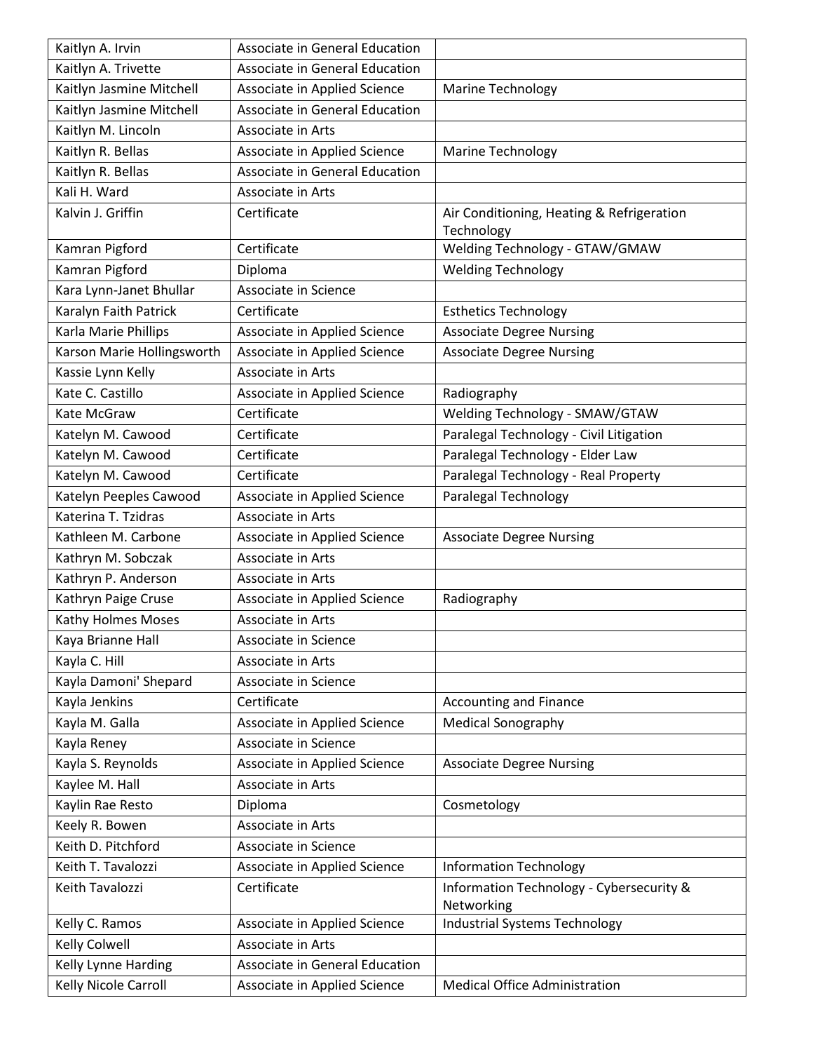| | | |
|---|---|---|
| Kaitlyn A. Irvin | Associate in General Education | |
| Kaitlyn A. Trivette | Associate in General Education | |
| Kaitlyn Jasmine Mitchell | Associate in Applied Science | Marine Technology |
| Kaitlyn Jasmine Mitchell | Associate in General Education | |
| Kaitlyn M. Lincoln | Associate in Arts | |
| Kaitlyn R. Bellas | Associate in Applied Science | Marine Technology |
| Kaitlyn R. Bellas | Associate in General Education | |
| Kali H. Ward | Associate in Arts | |
| Kalvin J. Griffin | Certificate | Air Conditioning, Heating & Refrigeration Technology |
| Kamran Pigford | Certificate | Welding Technology - GTAW/GMAW |
| Kamran Pigford | Diploma | Welding Technology |
| Kara Lynn-Janet Bhullar | Associate in Science | |
| Karalyn Faith Patrick | Certificate | Esthetics Technology |
| Karla Marie Phillips | Associate in Applied Science | Associate Degree Nursing |
| Karson Marie Hollingsworth | Associate in Applied Science | Associate Degree Nursing |
| Kassie Lynn Kelly | Associate in Arts | |
| Kate C. Castillo | Associate in Applied Science | Radiography |
| Kate McGraw | Certificate | Welding Technology - SMAW/GTAW |
| Katelyn M. Cawood | Certificate | Paralegal Technology - Civil Litigation |
| Katelyn M. Cawood | Certificate | Paralegal Technology - Elder Law |
| Katelyn M. Cawood | Certificate | Paralegal Technology - Real Property |
| Katelyn Peeples Cawood | Associate in Applied Science | Paralegal Technology |
| Katerina T. Tzidras | Associate in Arts | |
| Kathleen M. Carbone | Associate in Applied Science | Associate Degree Nursing |
| Kathryn M. Sobczak | Associate in Arts | |
| Kathryn P. Anderson | Associate in Arts | |
| Kathryn Paige Cruse | Associate in Applied Science | Radiography |
| Kathy Holmes Moses | Associate in Arts | |
| Kaya Brianne Hall | Associate in Science | |
| Kayla C. Hill | Associate in Arts | |
| Kayla Damoni' Shepard | Associate in Science | |
| Kayla Jenkins | Certificate | Accounting and Finance |
| Kayla M. Galla | Associate in Applied Science | Medical Sonography |
| Kayla Reney | Associate in Science | |
| Kayla S. Reynolds | Associate in Applied Science | Associate Degree Nursing |
| Kaylee M. Hall | Associate in Arts | |
| Kaylin Rae Resto | Diploma | Cosmetology |
| Keely R. Bowen | Associate in Arts | |
| Keith D. Pitchford | Associate in Science | |
| Keith T. Tavalozzi | Associate in Applied Science | Information Technology |
| Keith Tavalozzi | Certificate | Information Technology - Cybersecurity & Networking |
| Kelly C. Ramos | Associate in Applied Science | Industrial Systems Technology |
| Kelly Colwell | Associate in Arts | |
| Kelly Lynne Harding | Associate in General Education | |
| Kelly Nicole Carroll | Associate in Applied Science | Medical Office Administration |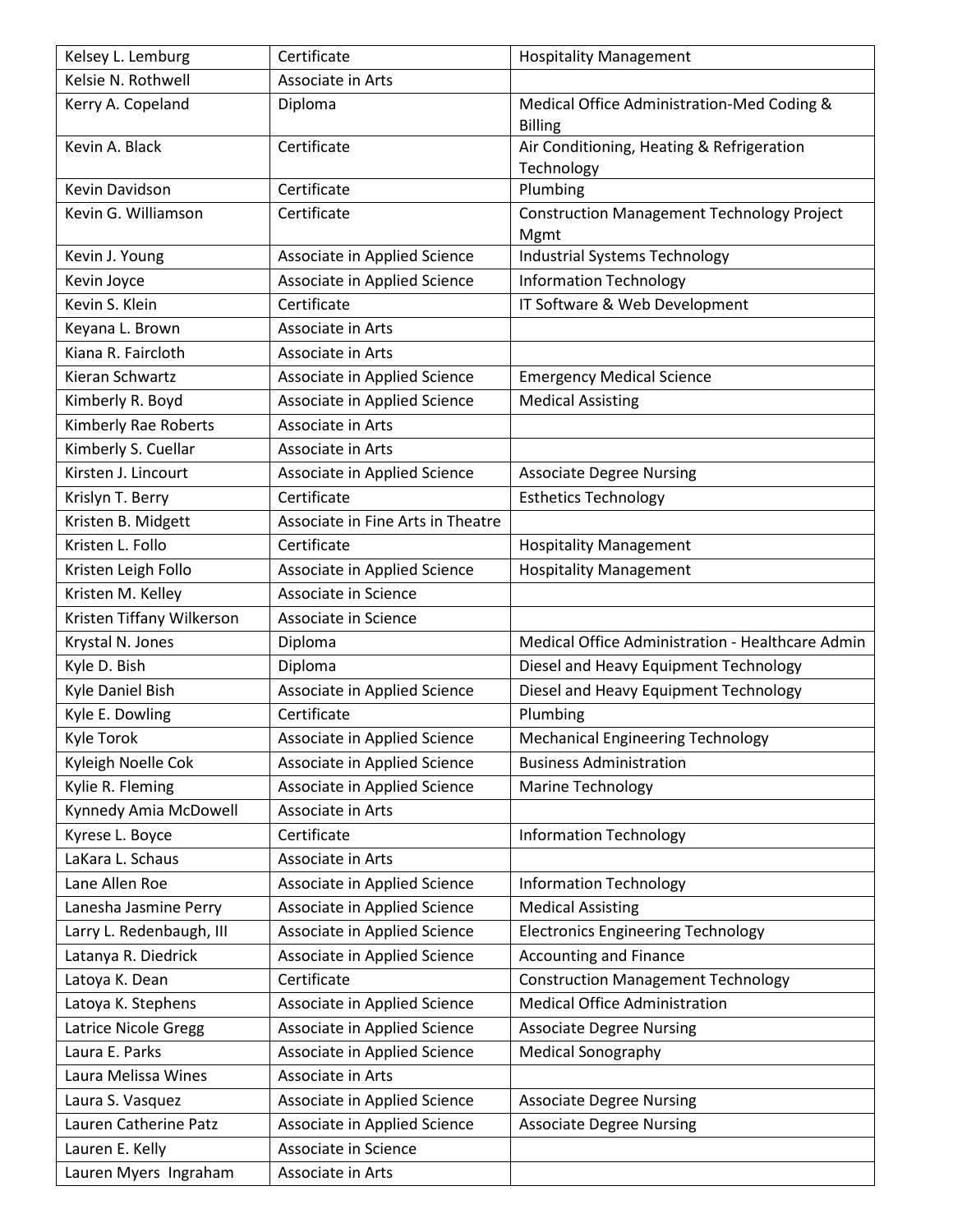| Kelsey L. Lemburg | Certificate | Hospitality Management |
|---|---|---|
| Kelsie N. Rothwell | Associate in Arts | |
| Kerry A. Copeland | Diploma | Medical Office Administration-Med Coding & Billing |
| Kevin A. Black | Certificate | Air Conditioning, Heating & Refrigeration Technology |
| Kevin Davidson | Certificate | Plumbing |
| Kevin G. Williamson | Certificate | Construction Management Technology Project Mgmt |
| Kevin J. Young | Associate in Applied Science | Industrial Systems Technology |
| Kevin Joyce | Associate in Applied Science | Information Technology |
| Kevin S. Klein | Certificate | IT Software & Web Development |
| Keyana L. Brown | Associate in Arts | |
| Kiana R. Faircloth | Associate in Arts | |
| Kieran Schwartz | Associate in Applied Science | Emergency Medical Science |
| Kimberly R. Boyd | Associate in Applied Science | Medical Assisting |
| Kimberly Rae Roberts | Associate in Arts | |
| Kimberly S. Cuellar | Associate in Arts | |
| Kirsten J. Lincourt | Associate in Applied Science | Associate Degree Nursing |
| Krislyn T. Berry | Certificate | Esthetics Technology |
| Kristen B. Midgett | Associate in Fine Arts in Theatre | |
| Kristen L. Follo | Certificate | Hospitality Management |
| Kristen Leigh Follo | Associate in Applied Science | Hospitality Management |
| Kristen M. Kelley | Associate in Science | |
| Kristen Tiffany Wilkerson | Associate in Science | |
| Krystal N. Jones | Diploma | Medical Office Administration - Healthcare Admin |
| Kyle D. Bish | Diploma | Diesel and Heavy Equipment Technology |
| Kyle Daniel Bish | Associate in Applied Science | Diesel and Heavy Equipment Technology |
| Kyle E. Dowling | Certificate | Plumbing |
| Kyle Torok | Associate in Applied Science | Mechanical Engineering Technology |
| Kyleigh Noelle Cok | Associate in Applied Science | Business Administration |
| Kylie R. Fleming | Associate in Applied Science | Marine Technology |
| Kynnedy Amia McDowell | Associate in Arts | |
| Kyrese L. Boyce | Certificate | Information Technology |
| LaKara L. Schaus | Associate in Arts | |
| Lane Allen Roe | Associate in Applied Science | Information Technology |
| Lanesha Jasmine Perry | Associate in Applied Science | Medical Assisting |
| Larry L. Redenbaugh, III | Associate in Applied Science | Electronics Engineering Technology |
| Latanya R. Diedrick | Associate in Applied Science | Accounting and Finance |
| Latoya K. Dean | Certificate | Construction Management Technology |
| Latoya K. Stephens | Associate in Applied Science | Medical Office Administration |
| Latrice Nicole Gregg | Associate in Applied Science | Associate Degree Nursing |
| Laura E. Parks | Associate in Applied Science | Medical Sonography |
| Laura Melissa Wines | Associate in Arts | |
| Laura S. Vasquez | Associate in Applied Science | Associate Degree Nursing |
| Lauren Catherine Patz | Associate in Applied Science | Associate Degree Nursing |
| Lauren E. Kelly | Associate in Science | |
| Lauren Myers Ingraham | Associate in Arts | |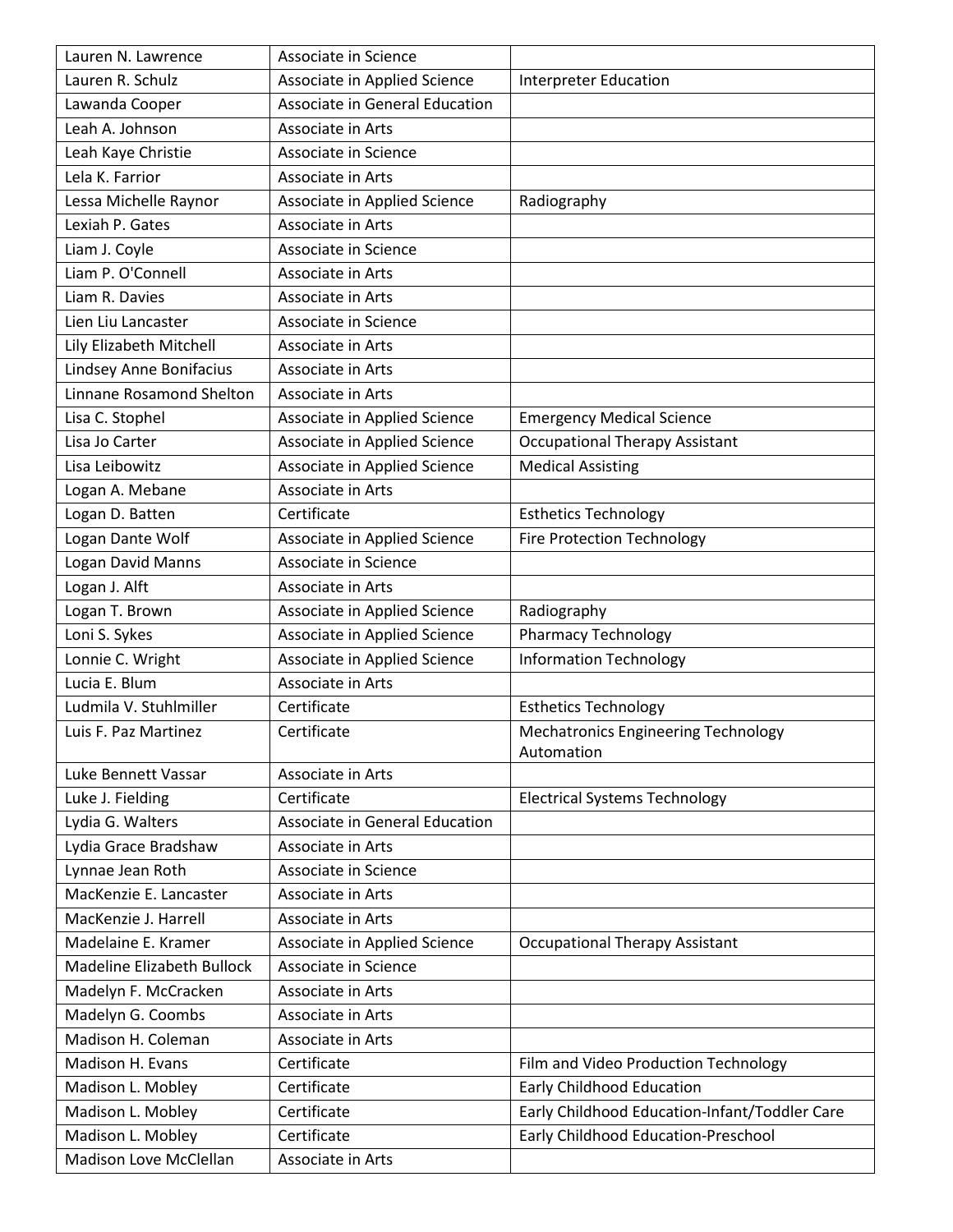| | | |
|---|---|---|
| Lauren N. Lawrence | Associate in Science | |
| Lauren R. Schulz | Associate in Applied Science | Interpreter Education |
| Lawanda Cooper | Associate in General Education | |
| Leah A. Johnson | Associate in Arts | |
| Leah Kaye Christie | Associate in Science | |
| Lela K. Farrior | Associate in Arts | |
| Lessa Michelle Raynor | Associate in Applied Science | Radiography |
| Lexiah P. Gates | Associate in Arts | |
| Liam J. Coyle | Associate in Science | |
| Liam P. O'Connell | Associate in Arts | |
| Liam R. Davies | Associate in Arts | |
| Lien Liu Lancaster | Associate in Science | |
| Lily Elizabeth Mitchell | Associate in Arts | |
| Lindsey Anne Bonifacius | Associate in Arts | |
| Linnane Rosamond Shelton | Associate in Arts | |
| Lisa C. Stophel | Associate in Applied Science | Emergency Medical Science |
| Lisa Jo Carter | Associate in Applied Science | Occupational Therapy Assistant |
| Lisa Leibowitz | Associate in Applied Science | Medical Assisting |
| Logan A. Mebane | Associate in Arts | |
| Logan D. Batten | Certificate | Esthetics Technology |
| Logan Dante Wolf | Associate in Applied Science | Fire Protection Technology |
| Logan David Manns | Associate in Science | |
| Logan J. Alft | Associate in Arts | |
| Logan T. Brown | Associate in Applied Science | Radiography |
| Loni S. Sykes | Associate in Applied Science | Pharmacy Technology |
| Lonnie C. Wright | Associate in Applied Science | Information Technology |
| Lucia E. Blum | Associate in Arts | |
| Ludmila V. Stuhlmiller | Certificate | Esthetics Technology |
| Luis F. Paz Martinez | Certificate | Mechatronics Engineering Technology Automation |
| Luke Bennett Vassar | Associate in Arts | |
| Luke J. Fielding | Certificate | Electrical Systems Technology |
| Lydia G. Walters | Associate in General Education | |
| Lydia Grace Bradshaw | Associate in Arts | |
| Lynnae Jean Roth | Associate in Science | |
| MacKenzie E. Lancaster | Associate in Arts | |
| MacKenzie J. Harrell | Associate in Arts | |
| Madelaine E. Kramer | Associate in Applied Science | Occupational Therapy Assistant |
| Madeline Elizabeth Bullock | Associate in Science | |
| Madelyn F. McCracken | Associate in Arts | |
| Madelyn G. Coombs | Associate in Arts | |
| Madison H. Coleman | Associate in Arts | |
| Madison H. Evans | Certificate | Film and Video Production Technology |
| Madison L. Mobley | Certificate | Early Childhood Education |
| Madison L. Mobley | Certificate | Early Childhood Education-Infant/Toddler Care |
| Madison L. Mobley | Certificate | Early Childhood Education-Preschool |
| Madison Love McClellan | Associate in Arts | |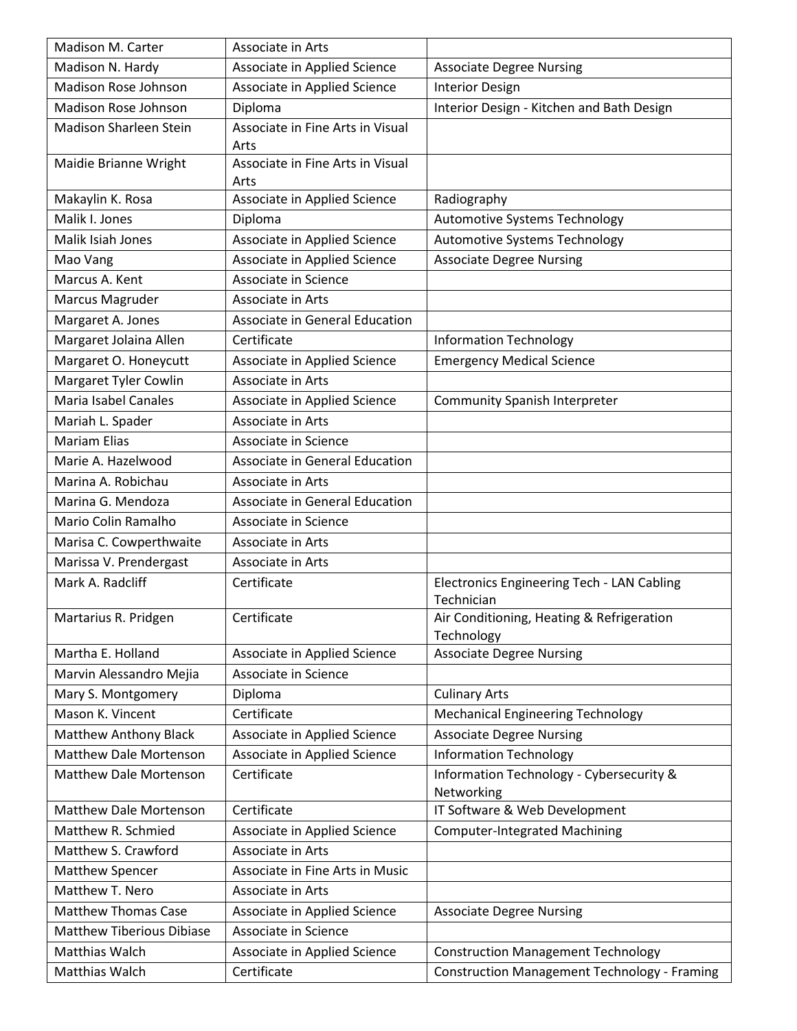| Madison M. Carter | Associate in Arts | |
|---|---|---|
| Madison N. Hardy | Associate in Applied Science | Associate Degree Nursing |
| Madison Rose Johnson | Associate in Applied Science | Interior Design |
| Madison Rose Johnson | Diploma | Interior Design - Kitchen and Bath Design |
| Madison Sharleen Stein | Associate in Fine Arts in Visual Arts | |
| Maidie Brianne Wright | Associate in Fine Arts in Visual Arts | |
| Makaylin K. Rosa | Associate in Applied Science | Radiography |
| Malik I. Jones | Diploma | Automotive Systems Technology |
| Malik Isiah Jones | Associate in Applied Science | Automotive Systems Technology |
| Mao Vang | Associate in Applied Science | Associate Degree Nursing |
| Marcus A. Kent | Associate in Science | |
| Marcus Magruder | Associate in Arts | |
| Margaret A. Jones | Associate in General Education | |
| Margaret Jolaina Allen | Certificate | Information Technology |
| Margaret O. Honeycutt | Associate in Applied Science | Emergency Medical Science |
| Margaret Tyler Cowlin | Associate in Arts | |
| Maria Isabel Canales | Associate in Applied Science | Community Spanish Interpreter |
| Mariah L. Spader | Associate in Arts | |
| Mariam Elias | Associate in Science | |
| Marie A. Hazelwood | Associate in General Education | |
| Marina A. Robichau | Associate in Arts | |
| Marina G. Mendoza | Associate in General Education | |
| Mario Colin Ramalho | Associate in Science | |
| Marisa C. Cowperthwaite | Associate in Arts | |
| Marissa V. Prendergast | Associate in Arts | |
| Mark A. Radcliff | Certificate | Electronics Engineering Tech - LAN Cabling Technician |
| Martarius R. Pridgen | Certificate | Air Conditioning, Heating & Refrigeration Technology |
| Martha E. Holland | Associate in Applied Science | Associate Degree Nursing |
| Marvin Alessandro Mejia | Associate in Science | |
| Mary S. Montgomery | Diploma | Culinary Arts |
| Mason K. Vincent | Certificate | Mechanical Engineering Technology |
| Matthew Anthony Black | Associate in Applied Science | Associate Degree Nursing |
| Matthew Dale Mortenson | Associate in Applied Science | Information Technology |
| Matthew Dale Mortenson | Certificate | Information Technology - Cybersecurity & Networking |
| Matthew Dale Mortenson | Certificate | IT Software & Web Development |
| Matthew R. Schmied | Associate in Applied Science | Computer-Integrated Machining |
| Matthew S. Crawford | Associate in Arts | |
| Matthew Spencer | Associate in Fine Arts in Music | |
| Matthew T. Nero | Associate in Arts | |
| Matthew Thomas Case | Associate in Applied Science | Associate Degree Nursing |
| Matthew Tiberious Dibiase | Associate in Science | |
| Matthias Walch | Associate in Applied Science | Construction Management Technology |
| Matthias Walch | Certificate | Construction Management Technology - Framing |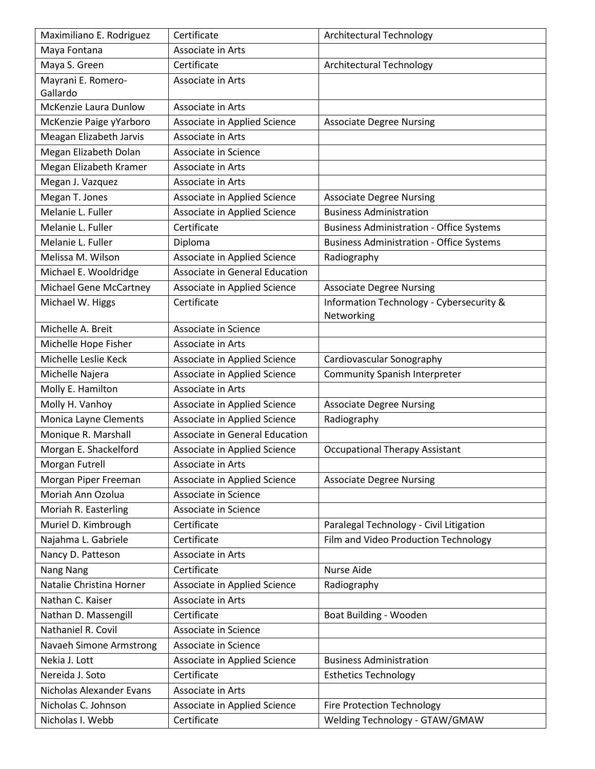| | | |
|---|---|---|
| Maximiliano E. Rodriguez | Certificate | Architectural Technology |
| Maya Fontana | Associate in Arts | |
| Maya S. Green | Certificate | Architectural Technology |
| Mayrani E. Romero-Gallardo | Associate in Arts | |
| McKenzie Laura Dunlow | Associate in Arts | |
| McKenzie Paige yYarboro | Associate in Applied Science | Associate Degree Nursing |
| Meagan Elizabeth Jarvis | Associate in Arts | |
| Megan Elizabeth Dolan | Associate in Science | |
| Megan Elizabeth Kramer | Associate in Arts | |
| Megan J. Vazquez | Associate in Arts | |
| Megan T. Jones | Associate in Applied Science | Associate Degree Nursing |
| Melanie L. Fuller | Associate in Applied Science | Business Administration |
| Melanie L. Fuller | Certificate | Business Administration - Office Systems |
| Melanie L. Fuller | Diploma | Business Administration - Office Systems |
| Melissa M. Wilson | Associate in Applied Science | Radiography |
| Michael E. Wooldridge | Associate in General Education | |
| Michael Gene McCartney | Associate in Applied Science | Associate Degree Nursing |
| Michael W. Higgs | Certificate | Information Technology - Cybersecurity & Networking |
| Michelle A. Breit | Associate in Science | |
| Michelle Hope Fisher | Associate in Arts | |
| Michelle Leslie Keck | Associate in Applied Science | Cardiovascular Sonography |
| Michelle Najera | Associate in Applied Science | Community Spanish Interpreter |
| Molly E. Hamilton | Associate in Arts | |
| Molly H. Vanhoy | Associate in Applied Science | Associate Degree Nursing |
| Monica Layne Clements | Associate in Applied Science | Radiography |
| Monique R. Marshall | Associate in General Education | |
| Morgan E. Shackelford | Associate in Applied Science | Occupational Therapy Assistant |
| Morgan Futrell | Associate in Arts | |
| Morgan Piper Freeman | Associate in Applied Science | Associate Degree Nursing |
| Moriah Ann Ozolua | Associate in Science | |
| Moriah R. Easterling | Associate in Science | |
| Muriel D. Kimbrough | Certificate | Paralegal Technology - Civil Litigation |
| Najahma L. Gabriele | Certificate | Film and Video Production Technology |
| Nancy D. Patteson | Associate in Arts | |
| Nang Nang | Certificate | Nurse Aide |
| Natalie Christina Horner | Associate in Applied Science | Radiography |
| Nathan C. Kaiser | Associate in Arts | |
| Nathan D. Massengill | Certificate | Boat Building - Wooden |
| Nathaniel R. Covil | Associate in Science | |
| Navaeh Simone Armstrong | Associate in Science | |
| Nekia J. Lott | Associate in Applied Science | Business Administration |
| Nereida J. Soto | Certificate | Esthetics Technology |
| Nicholas Alexander Evans | Associate in Arts | |
| Nicholas C. Johnson | Associate in Applied Science | Fire Protection Technology |
| Nicholas I. Webb | Certificate | Welding Technology - GTAW/GMAW |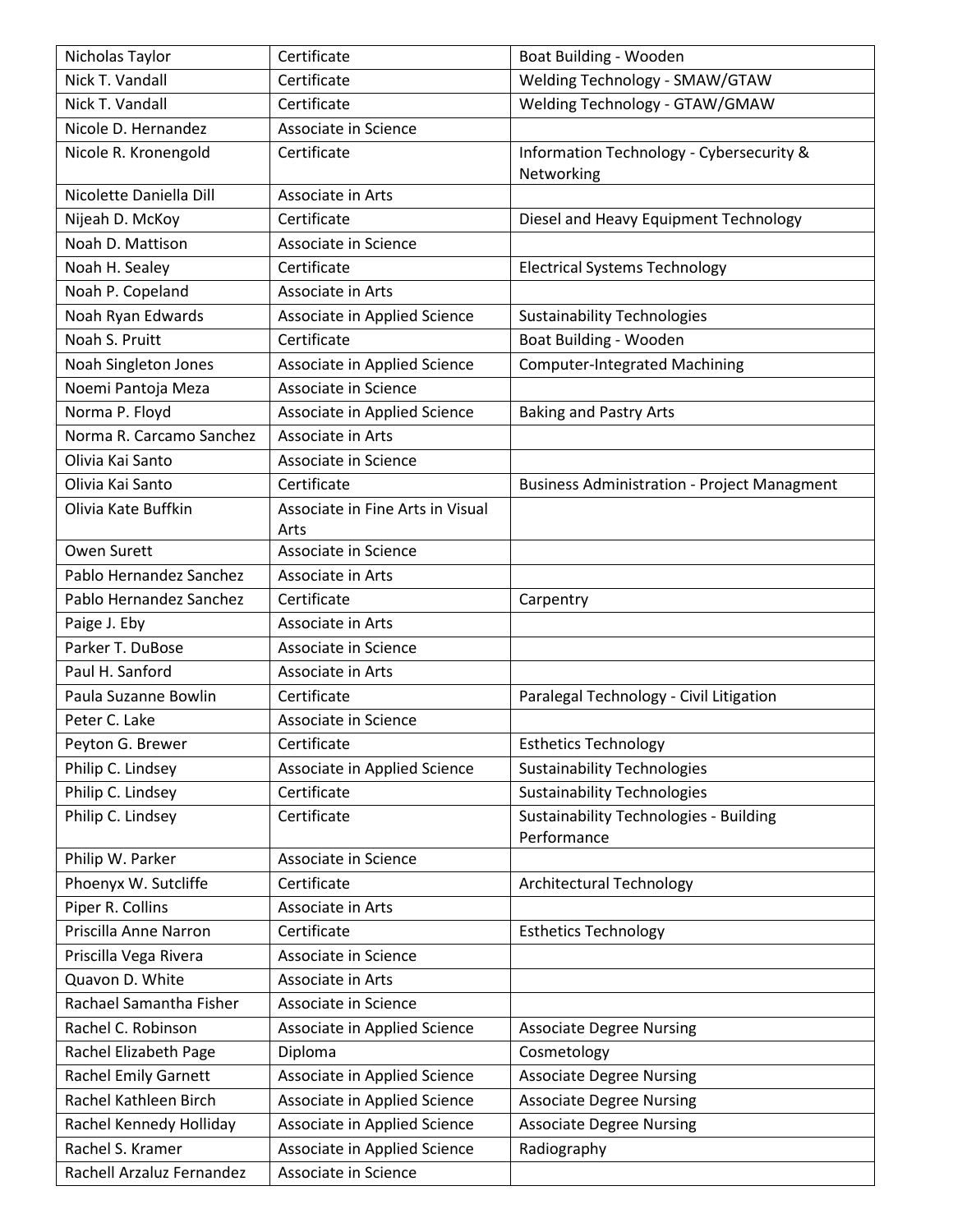| Nicholas Taylor | Certificate | Boat Building - Wooden |
|---|---|---|
| Nick T. Vandall | Certificate | Welding Technology - SMAW/GTAW |
| Nick T. Vandall | Certificate | Welding Technology - GTAW/GMAW |
| Nicole D. Hernandez | Associate in Science | |
| Nicole R. Kronengold | Certificate | Information Technology - Cybersecurity & Networking |
| Nicolette Daniella Dill | Associate in Arts | |
| Nijeah D. McKoy | Certificate | Diesel and Heavy Equipment Technology |
| Noah D. Mattison | Associate in Science | |
| Noah H. Sealey | Certificate | Electrical Systems Technology |
| Noah P. Copeland | Associate in Arts | |
| Noah Ryan Edwards | Associate in Applied Science | Sustainability Technologies |
| Noah S. Pruitt | Certificate | Boat Building - Wooden |
| Noah Singleton Jones | Associate in Applied Science | Computer-Integrated Machining |
| Noemi Pantoja Meza | Associate in Science | |
| Norma P. Floyd | Associate in Applied Science | Baking and Pastry Arts |
| Norma R. Carcamo Sanchez | Associate in Arts | |
| Olivia Kai Santo | Associate in Science | |
| Olivia Kai Santo | Certificate | Business Administration - Project Managment |
| Olivia Kate Buffkin | Associate in Fine Arts in Visual Arts | |
| Owen Surett | Associate in Science | |
| Pablo Hernandez Sanchez | Associate in Arts | |
| Pablo Hernandez Sanchez | Certificate | Carpentry |
| Paige J. Eby | Associate in Arts | |
| Parker T. DuBose | Associate in Science | |
| Paul H. Sanford | Associate in Arts | |
| Paula Suzanne Bowlin | Certificate | Paralegal Technology - Civil Litigation |
| Peter C. Lake | Associate in Science | |
| Peyton G. Brewer | Certificate | Esthetics Technology |
| Philip C. Lindsey | Associate in Applied Science | Sustainability Technologies |
| Philip C. Lindsey | Certificate | Sustainability Technologies |
| Philip C. Lindsey | Certificate | Sustainability Technologies - Building Performance |
| Philip W. Parker | Associate in Science | |
| Phoenyx W. Sutcliffe | Certificate | Architectural Technology |
| Piper R. Collins | Associate in Arts | |
| Priscilla Anne Narron | Certificate | Esthetics Technology |
| Priscilla Vega Rivera | Associate in Science | |
| Quavon D. White | Associate in Arts | |
| Rachael Samantha Fisher | Associate in Science | |
| Rachel C. Robinson | Associate in Applied Science | Associate Degree Nursing |
| Rachel Elizabeth Page | Diploma | Cosmetology |
| Rachel Emily Garnett | Associate in Applied Science | Associate Degree Nursing |
| Rachel Kathleen Birch | Associate in Applied Science | Associate Degree Nursing |
| Rachel Kennedy Holliday | Associate in Applied Science | Associate Degree Nursing |
| Rachel S. Kramer | Associate in Applied Science | Radiography |
| Rachell Arzaluz Fernandez | Associate in Science | |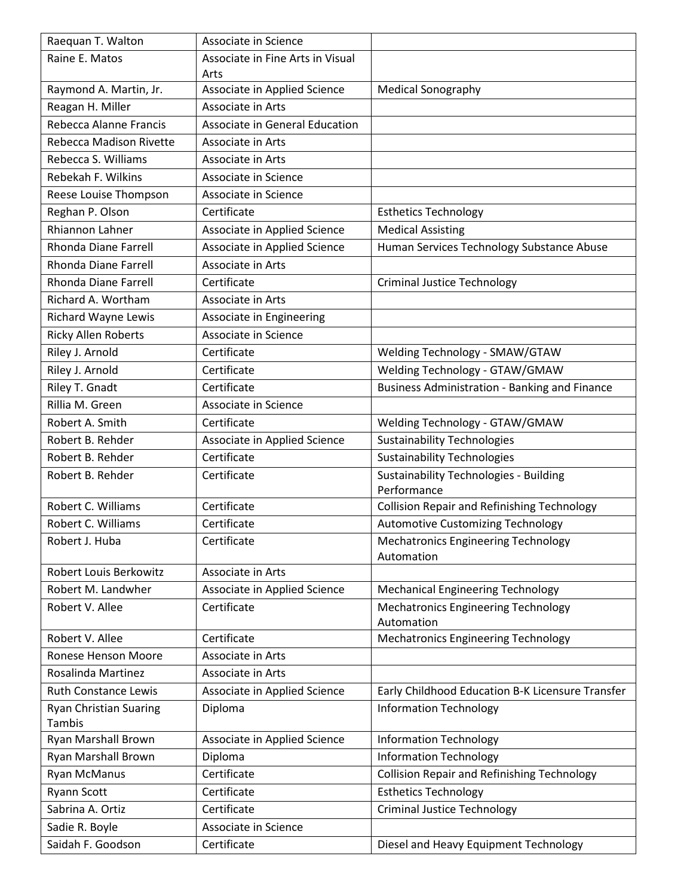| Raequan T. Walton | Associate in Science | |
|---|---|---|
| Raine E. Matos | Associate in Fine Arts in Visual Arts | |
| Raymond A. Martin, Jr. | Associate in Applied Science | Medical Sonography |
| Reagan H. Miller | Associate in Arts | |
| Rebecca Alanne Francis | Associate in General Education | |
| Rebecca Madison Rivette | Associate in Arts | |
| Rebecca S. Williams | Associate in Arts | |
| Rebekah F. Wilkins | Associate in Science | |
| Reese Louise Thompson | Associate in Science | |
| Reghan P. Olson | Certificate | Esthetics Technology |
| Rhiannon Lahner | Associate in Applied Science | Medical Assisting |
| Rhonda Diane Farrell | Associate in Applied Science | Human Services Technology Substance Abuse |
| Rhonda Diane Farrell | Associate in Arts | |
| Rhonda Diane Farrell | Certificate | Criminal Justice Technology |
| Richard A. Wortham | Associate in Arts | |
| Richard Wayne Lewis | Associate in Engineering | |
| Ricky Allen Roberts | Associate in Science | |
| Riley J. Arnold | Certificate | Welding Technology - SMAW/GTAW |
| Riley J. Arnold | Certificate | Welding Technology - GTAW/GMAW |
| Riley T. Gnadt | Certificate | Business Administration - Banking and Finance |
| Rillia M. Green | Associate in Science | |
| Robert A. Smith | Certificate | Welding Technology - GTAW/GMAW |
| Robert B. Rehder | Associate in Applied Science | Sustainability Technologies |
| Robert B. Rehder | Certificate | Sustainability Technologies |
| Robert B. Rehder | Certificate | Sustainability Technologies - Building Performance |
| Robert C. Williams | Certificate | Collision Repair and Refinishing Technology |
| Robert C. Williams | Certificate | Automotive Customizing Technology |
| Robert J. Huba | Certificate | Mechatronics Engineering Technology Automation |
| Robert Louis Berkowitz | Associate in Arts | |
| Robert M. Landwher | Associate in Applied Science | Mechanical Engineering Technology |
| Robert V. Allee | Certificate | Mechatronics Engineering Technology Automation |
| Robert V. Allee | Certificate | Mechatronics Engineering Technology |
| Ronese Henson Moore | Associate in Arts | |
| Rosalinda Martinez | Associate in Arts | |
| Ruth Constance Lewis | Associate in Applied Science | Early Childhood Education B-K Licensure Transfer |
| Ryan Christian Suaring Tambis | Diploma | Information Technology |
| Ryan Marshall Brown | Associate in Applied Science | Information Technology |
| Ryan Marshall Brown | Diploma | Information Technology |
| Ryan McManus | Certificate | Collision Repair and Refinishing Technology |
| Ryann Scott | Certificate | Esthetics Technology |
| Sabrina A. Ortiz | Certificate | Criminal Justice Technology |
| Sadie R. Boyle | Associate in Science | |
| Saidah F. Goodson | Certificate | Diesel and Heavy Equipment Technology |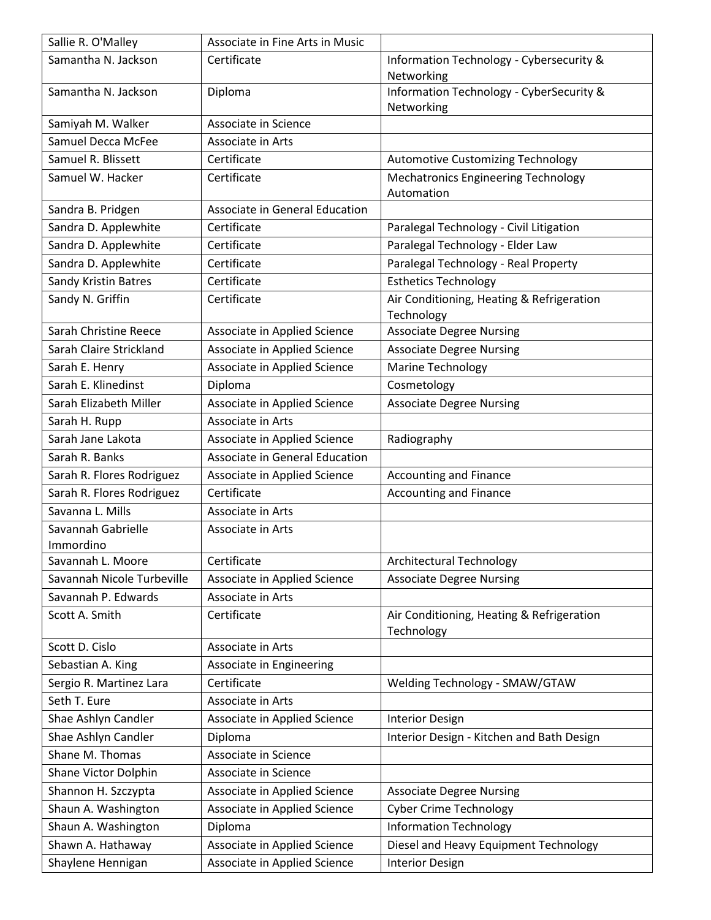| | | |
|---|---|---|
| Sallie R. O'Malley | Associate in Fine Arts in Music | |
| Samantha N. Jackson | Certificate | Information Technology - Cybersecurity & Networking |
| Samantha N. Jackson | Diploma | Information Technology - CyberSecurity & Networking |
| Samiyah M. Walker | Associate in Science | |
| Samuel Decca McFee | Associate in Arts | |
| Samuel R. Blissett | Certificate | Automotive Customizing Technology |
| Samuel W. Hacker | Certificate | Mechatronics Engineering Technology Automation |
| Sandra B. Pridgen | Associate in General Education | |
| Sandra D. Applewhite | Certificate | Paralegal Technology - Civil Litigation |
| Sandra D. Applewhite | Certificate | Paralegal Technology - Elder Law |
| Sandra D. Applewhite | Certificate | Paralegal Technology - Real Property |
| Sandy Kristin Batres | Certificate | Esthetics Technology |
| Sandy N. Griffin | Certificate | Air Conditioning, Heating & Refrigeration Technology |
| Sarah Christine Reece | Associate in Applied Science | Associate Degree Nursing |
| Sarah Claire Strickland | Associate in Applied Science | Associate Degree Nursing |
| Sarah E. Henry | Associate in Applied Science | Marine Technology |
| Sarah E. Klinedinst | Diploma | Cosmetology |
| Sarah Elizabeth Miller | Associate in Applied Science | Associate Degree Nursing |
| Sarah H. Rupp | Associate in Arts | |
| Sarah Jane Lakota | Associate in Applied Science | Radiography |
| Sarah R. Banks | Associate in General Education | |
| Sarah R. Flores Rodriguez | Associate in Applied Science | Accounting and Finance |
| Sarah R. Flores Rodriguez | Certificate | Accounting and Finance |
| Savanna L. Mills | Associate in Arts | |
| Savannah Gabrielle Immordino | Associate in Arts | |
| Savannah L. Moore | Certificate | Architectural Technology |
| Savannah Nicole Turbeville | Associate in Applied Science | Associate Degree Nursing |
| Savannah P. Edwards | Associate in Arts | |
| Scott A. Smith | Certificate | Air Conditioning, Heating & Refrigeration Technology |
| Scott D. Cislo | Associate in Arts | |
| Sebastian A. King | Associate in Engineering | |
| Sergio R. Martinez Lara | Certificate | Welding Technology - SMAW/GTAW |
| Seth T. Eure | Associate in Arts | |
| Shae Ashlyn Candler | Associate in Applied Science | Interior Design |
| Shae Ashlyn Candler | Diploma | Interior Design - Kitchen and Bath Design |
| Shane M. Thomas | Associate in Science | |
| Shane Victor Dolphin | Associate in Science | |
| Shannon H. Szczypta | Associate in Applied Science | Associate Degree Nursing |
| Shaun A. Washington | Associate in Applied Science | Cyber Crime Technology |
| Shaun A. Washington | Diploma | Information Technology |
| Shawn A. Hathaway | Associate in Applied Science | Diesel and Heavy Equipment Technology |
| Shaylene Hennigan | Associate in Applied Science | Interior Design |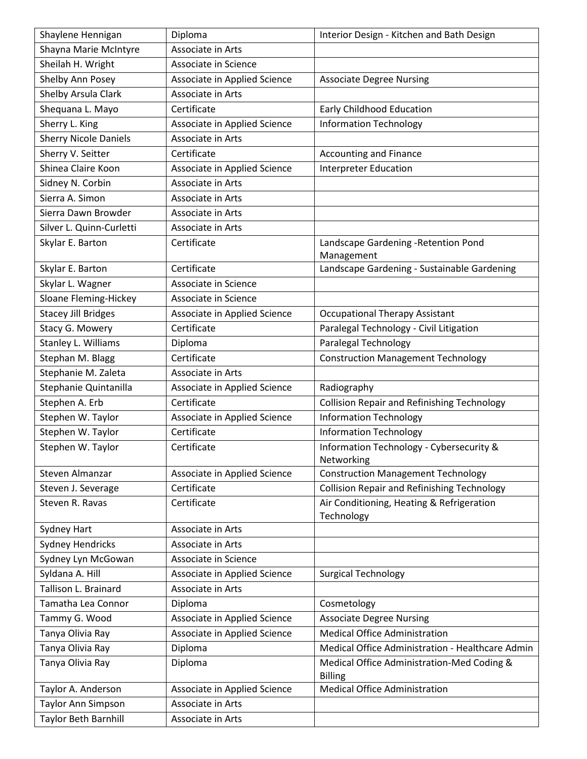| Shaylene Hennigan | Diploma | Interior Design - Kitchen and Bath Design |
|---|---|---|
| Shayna Marie McIntyre | Associate in Arts | |
| Sheilah H. Wright | Associate in Science | |
| Shelby Ann Posey | Associate in Applied Science | Associate Degree Nursing |
| Shelby Arsula Clark | Associate in Arts | |
| Shequana L. Mayo | Certificate | Early Childhood Education |
| Sherry L. King | Associate in Applied Science | Information Technology |
| Sherry Nicole Daniels | Associate in Arts | |
| Sherry V. Seitter | Certificate | Accounting and Finance |
| Shinea Claire Koon | Associate in Applied Science | Interpreter Education |
| Sidney N. Corbin | Associate in Arts | |
| Sierra A. Simon | Associate in Arts | |
| Sierra Dawn Browder | Associate in Arts | |
| Silver L. Quinn-Curletti | Associate in Arts | |
| Skylar E. Barton | Certificate | Landscape Gardening -Retention Pond Management |
| Skylar E. Barton | Certificate | Landscape Gardening - Sustainable Gardening |
| Skylar L. Wagner | Associate in Science | |
| Sloane Fleming-Hickey | Associate in Science | |
| Stacey Jill Bridges | Associate in Applied Science | Occupational Therapy Assistant |
| Stacy G. Mowery | Certificate | Paralegal Technology - Civil Litigation |
| Stanley L. Williams | Diploma | Paralegal Technology |
| Stephan M. Blagg | Certificate | Construction Management Technology |
| Stephanie M. Zaleta | Associate in Arts | |
| Stephanie Quintanilla | Associate in Applied Science | Radiography |
| Stephen A. Erb | Certificate | Collision Repair and Refinishing Technology |
| Stephen W. Taylor | Associate in Applied Science | Information Technology |
| Stephen W. Taylor | Certificate | Information Technology |
| Stephen W. Taylor | Certificate | Information Technology - Cybersecurity & Networking |
| Steven Almanzar | Associate in Applied Science | Construction Management Technology |
| Steven J. Severage | Certificate | Collision Repair and Refinishing Technology |
| Steven R. Ravas | Certificate | Air Conditioning, Heating & Refrigeration Technology |
| Sydney Hart | Associate in Arts | |
| Sydney Hendricks | Associate in Arts | |
| Sydney Lyn McGowan | Associate in Science | |
| Syldana A. Hill | Associate in Applied Science | Surgical Technology |
| Tallison L. Brainard | Associate in Arts | |
| Tamatha Lea Connor | Diploma | Cosmetology |
| Tammy G. Wood | Associate in Applied Science | Associate Degree Nursing |
| Tanya Olivia Ray | Associate in Applied Science | Medical Office Administration |
| Tanya Olivia Ray | Diploma | Medical Office Administration - Healthcare Admin |
| Tanya Olivia Ray | Diploma | Medical Office Administration-Med Coding & Billing |
| Taylor A. Anderson | Associate in Applied Science | Medical Office Administration |
| Taylor Ann Simpson | Associate in Arts | |
| Taylor Beth Barnhill | Associate in Arts | |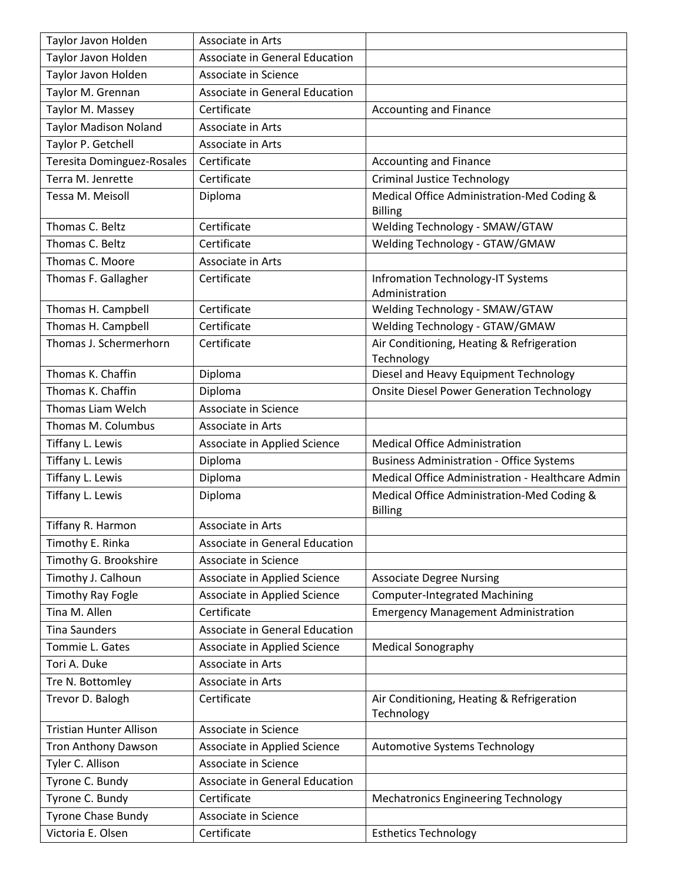| | | |
|---|---|---|
| Taylor Javon Holden | Associate in Arts | |
| Taylor Javon Holden | Associate in General Education | |
| Taylor Javon Holden | Associate in Science | |
| Taylor M. Grennan | Associate in General Education | |
| Taylor M. Massey | Certificate | Accounting and Finance |
| Taylor Madison Noland | Associate in Arts | |
| Taylor P. Getchell | Associate in Arts | |
| Teresita Dominguez-Rosales | Certificate | Accounting and Finance |
| Terra M. Jenrette | Certificate | Criminal Justice Technology |
| Tessa M. Meisoll | Diploma | Medical Office Administration-Med Coding & Billing |
| Thomas C. Beltz | Certificate | Welding Technology - SMAW/GTAW |
| Thomas C. Beltz | Certificate | Welding Technology - GTAW/GMAW |
| Thomas C. Moore | Associate in Arts | |
| Thomas F. Gallagher | Certificate | Infromation Technology-IT Systems Administration |
| Thomas H. Campbell | Certificate | Welding Technology - SMAW/GTAW |
| Thomas H. Campbell | Certificate | Welding Technology - GTAW/GMAW |
| Thomas J. Schermerhorn | Certificate | Air Conditioning, Heating & Refrigeration Technology |
| Thomas K. Chaffin | Diploma | Diesel and Heavy Equipment Technology |
| Thomas K. Chaffin | Diploma | Onsite Diesel Power Generation Technology |
| Thomas Liam Welch | Associate in Science | |
| Thomas M. Columbus | Associate in Arts | |
| Tiffany L. Lewis | Associate in Applied Science | Medical Office Administration |
| Tiffany L. Lewis | Diploma | Business Administration - Office Systems |
| Tiffany L. Lewis | Diploma | Medical Office Administration - Healthcare Admin |
| Tiffany L. Lewis | Diploma | Medical Office Administration-Med Coding & Billing |
| Tiffany R. Harmon | Associate in Arts | |
| Timothy E. Rinka | Associate in General Education | |
| Timothy G. Brookshire | Associate in Science | |
| Timothy J. Calhoun | Associate in Applied Science | Associate Degree Nursing |
| Timothy Ray Fogle | Associate in Applied Science | Computer-Integrated Machining |
| Tina M. Allen | Certificate | Emergency Management Administration |
| Tina Saunders | Associate in General Education | |
| Tommie L. Gates | Associate in Applied Science | Medical Sonography |
| Tori A. Duke | Associate in Arts | |
| Tre N. Bottomley | Associate in Arts | |
| Trevor D. Balogh | Certificate | Air Conditioning, Heating & Refrigeration Technology |
| Tristian Hunter Allison | Associate in Science | |
| Tron Anthony Dawson | Associate in Applied Science | Automotive Systems Technology |
| Tyler C. Allison | Associate in Science | |
| Tyrone C. Bundy | Associate in General Education | |
| Tyrone C. Bundy | Certificate | Mechatronics Engineering Technology |
| Tyrone Chase Bundy | Associate in Science | |
| Victoria E. Olsen | Certificate | Esthetics Technology |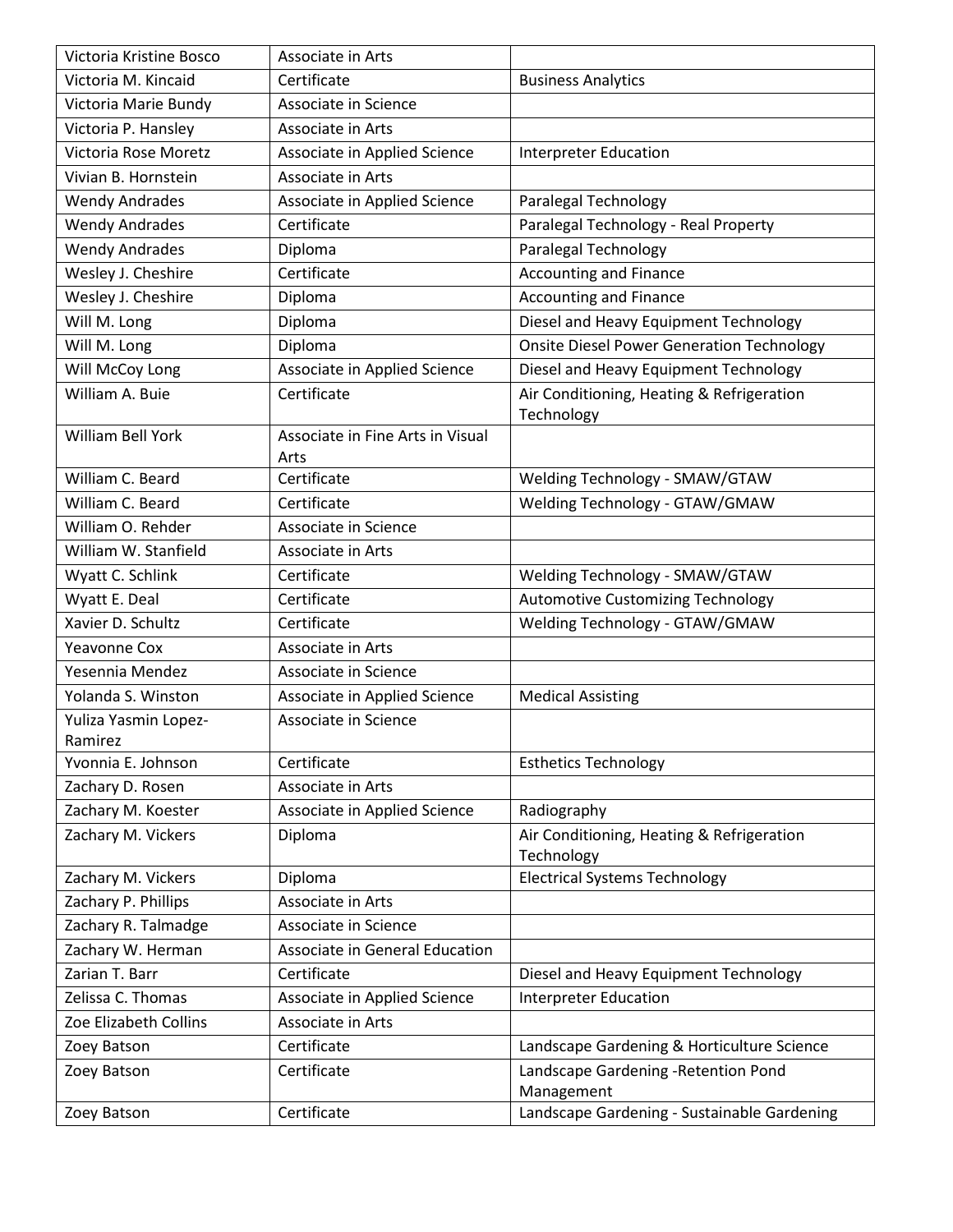| | | |
|---|---|---|
| Victoria Kristine Bosco | Associate in Arts | |
| Victoria M. Kincaid | Certificate | Business Analytics |
| Victoria Marie Bundy | Associate in Science | |
| Victoria P. Hansley | Associate in Arts | |
| Victoria Rose Moretz | Associate in Applied Science | Interpreter Education |
| Vivian B. Hornstein | Associate in Arts | |
| Wendy Andrades | Associate in Applied Science | Paralegal Technology |
| Wendy Andrades | Certificate | Paralegal Technology - Real Property |
| Wendy Andrades | Diploma | Paralegal Technology |
| Wesley J. Cheshire | Certificate | Accounting and Finance |
| Wesley J. Cheshire | Diploma | Accounting and Finance |
| Will M. Long | Diploma | Diesel and Heavy Equipment Technology |
| Will M. Long | Diploma | Onsite Diesel Power Generation Technology |
| Will McCoy Long | Associate in Applied Science | Diesel and Heavy Equipment Technology |
| William A. Buie | Certificate | Air Conditioning, Heating & Refrigeration Technology |
| William Bell York | Associate in Fine Arts in Visual Arts | |
| William C. Beard | Certificate | Welding Technology - SMAW/GTAW |
| William C. Beard | Certificate | Welding Technology - GTAW/GMAW |
| William O. Rehder | Associate in Science | |
| William W. Stanfield | Associate in Arts | |
| Wyatt C. Schlink | Certificate | Welding Technology - SMAW/GTAW |
| Wyatt E. Deal | Certificate | Automotive Customizing Technology |
| Xavier D. Schultz | Certificate | Welding Technology - GTAW/GMAW |
| Yeavonne Cox | Associate in Arts | |
| Yesennia Mendez | Associate in Science | |
| Yolanda S. Winston | Associate in Applied Science | Medical Assisting |
| Yuliza Yasmin Lopez-Ramirez | Associate in Science | |
| Yvonnia E. Johnson | Certificate | Esthetics Technology |
| Zachary D. Rosen | Associate in Arts | |
| Zachary M. Koester | Associate in Applied Science | Radiography |
| Zachary M. Vickers | Diploma | Air Conditioning, Heating & Refrigeration Technology |
| Zachary M. Vickers | Diploma | Electrical Systems Technology |
| Zachary P. Phillips | Associate in Arts | |
| Zachary R. Talmadge | Associate in Science | |
| Zachary W. Herman | Associate in General Education | |
| Zarian T. Barr | Certificate | Diesel and Heavy Equipment Technology |
| Zelissa C. Thomas | Associate in Applied Science | Interpreter Education |
| Zoe Elizabeth Collins | Associate in Arts | |
| Zoey Batson | Certificate | Landscape Gardening & Horticulture Science |
| Zoey Batson | Certificate | Landscape Gardening -Retention Pond Management |
| Zoey Batson | Certificate | Landscape Gardening - Sustainable Gardening |